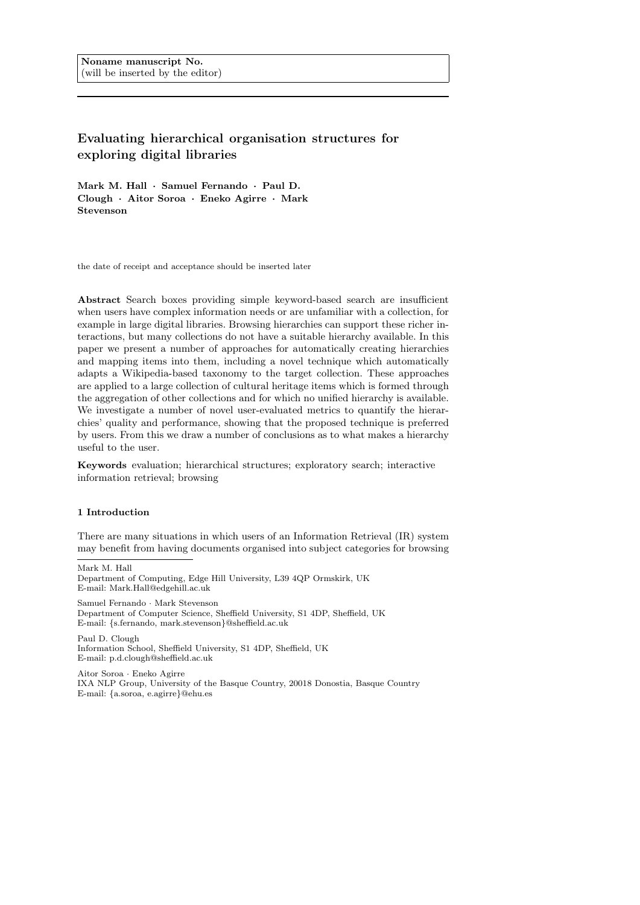**Noname manuscript No.**
(will be inserted by the editor)

# Evaluating hierarchical organisation structures for exploring digital libraries

**Mark M. Hall · Samuel Fernando · Paul D. Clough · Aitor Soroa · Eneko Agirre · Mark Stevenson**

the date of receipt and acceptance should be inserted later

**Abstract** Search boxes providing simple keyword-based search are insufficient when users have complex information needs or are unfamiliar with a collection, for example in large digital libraries. Browsing hierarchies can support these richer interactions, but many collections do not have a suitable hierarchy available. In this paper we present a number of approaches for automatically creating hierarchies and mapping items into them, including a novel technique which automatically adapts a Wikipedia-based taxonomy to the target collection. These approaches are applied to a large collection of cultural heritage items which is formed through the aggregation of other collections and for which no unified hierarchy is available. We investigate a number of novel user-evaluated metrics to quantify the hierarchies' quality and performance, showing that the proposed technique is preferred by users. From this we draw a number of conclusions as to what makes a hierarchy useful to the user.

**Keywords** evaluation; hierarchical structures; exploratory search; interactive information retrieval; browsing

## 1 Introduction

There are many situations in which users of an Information Retrieval (IR) system may benefit from having documents organised into subject categories for browsing

---

Mark M. Hall
Department of Computing, Edge Hill University, L39 4QP Ormskirk, UK
E-mail: Mark.Hall@edgehill.ac.uk

Samuel Fernando · Mark Stevenson
Department of Computer Science, Sheffield University, S1 4DP, Sheffield, UK
E-mail: {s.fernando, mark.stevenson}@sheffield.ac.uk

Paul D. Clough
Information School, Sheffield University, S1 4DP, Sheffield, UK
E-mail: p.d.clough@sheffield.ac.uk

Aitor Soroa · Eneko Agirre
IXA NLP Group, University of the Basque Country, 20018 Donostia, Basque Country
E-mail: {a.soroa, e.agirre}@ehu.es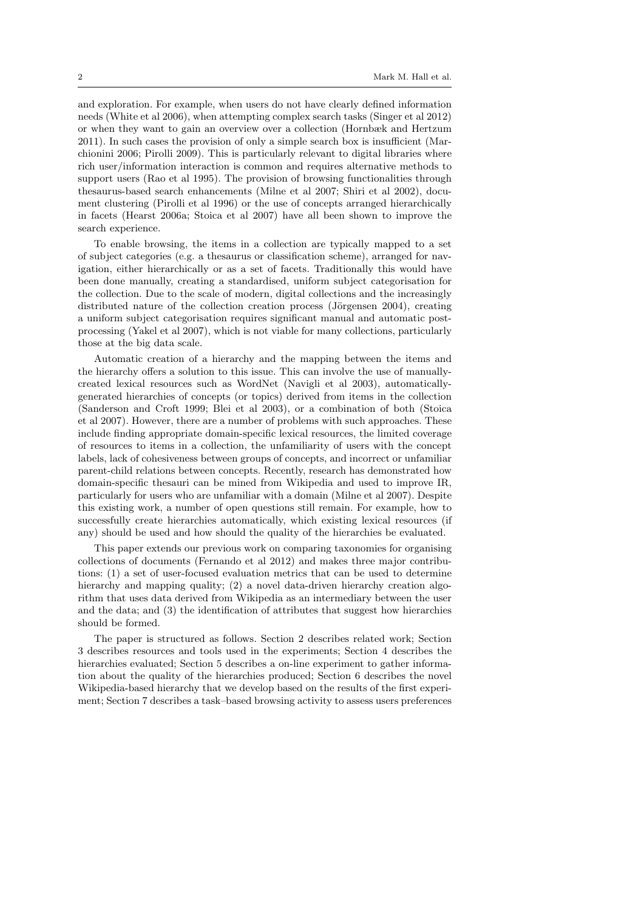and exploration. For example, when users do not have clearly defined information needs (White et al 2006), when attempting complex search tasks (Singer et al 2012) or when they want to gain an overview over a collection (Hornbæk and Hertzum 2011). In such cases the provision of only a simple search box is insufficient (Marchionini 2006; Pirolli 2009). This is particularly relevant to digital libraries where rich user/information interaction is common and requires alternative methods to support users (Rao et al 1995). The provision of browsing functionalities through thesaurus-based search enhancements (Milne et al 2007; Shiri et al 2002), document clustering (Pirolli et al 1996) or the use of concepts arranged hierarchically in facets (Hearst 2006a; Stoica et al 2007) have all been shown to improve the search experience.

To enable browsing, the items in a collection are typically mapped to a set of subject categories (e.g. a thesaurus or classification scheme), arranged for navigation, either hierarchically or as a set of facets. Traditionally this would have been done manually, creating a standardised, uniform subject categorisation for the collection. Due to the scale of modern, digital collections and the increasingly distributed nature of the collection creation process (Jörgensen 2004), creating a uniform subject categorisation requires significant manual and automatic post-processing (Yakel et al 2007), which is not viable for many collections, particularly those at the big data scale.

Automatic creation of a hierarchy and the mapping between the items and the hierarchy offers a solution to this issue. This can involve the use of manually-created lexical resources such as WordNet (Navigli et al 2003), automatically-generated hierarchies of concepts (or topics) derived from items in the collection (Sanderson and Croft 1999; Blei et al 2003), or a combination of both (Stoica et al 2007). However, there are a number of problems with such approaches. These include finding appropriate domain-specific lexical resources, the limited coverage of resources to items in a collection, the unfamiliarity of users with the concept labels, lack of cohesiveness between groups of concepts, and incorrect or unfamiliar parent-child relations between concepts. Recently, research has demonstrated how domain-specific thesauri can be mined from Wikipedia and used to improve IR, particularly for users who are unfamiliar with a domain (Milne et al 2007). Despite this existing work, a number of open questions still remain. For example, how to successfully create hierarchies automatically, which existing lexical resources (if any) should be used and how should the quality of the hierarchies be evaluated.

This paper extends our previous work on comparing taxonomies for organising collections of documents (Fernando et al 2012) and makes three major contributions: (1) a set of user-focused evaluation metrics that can be used to determine hierarchy and mapping quality; (2) a novel data-driven hierarchy creation algorithm that uses data derived from Wikipedia as an intermediary between the user and the data; and (3) the identification of attributes that suggest how hierarchies should be formed.

The paper is structured as follows. Section 2 describes related work; Section 3 describes resources and tools used in the experiments; Section 4 describes the hierarchies evaluated; Section 5 describes a on-line experiment to gather information about the quality of the hierarchies produced; Section 6 describes the novel Wikipedia-based hierarchy that we develop based on the results of the first experiment; Section 7 describes a task–based browsing activity to assess users preferences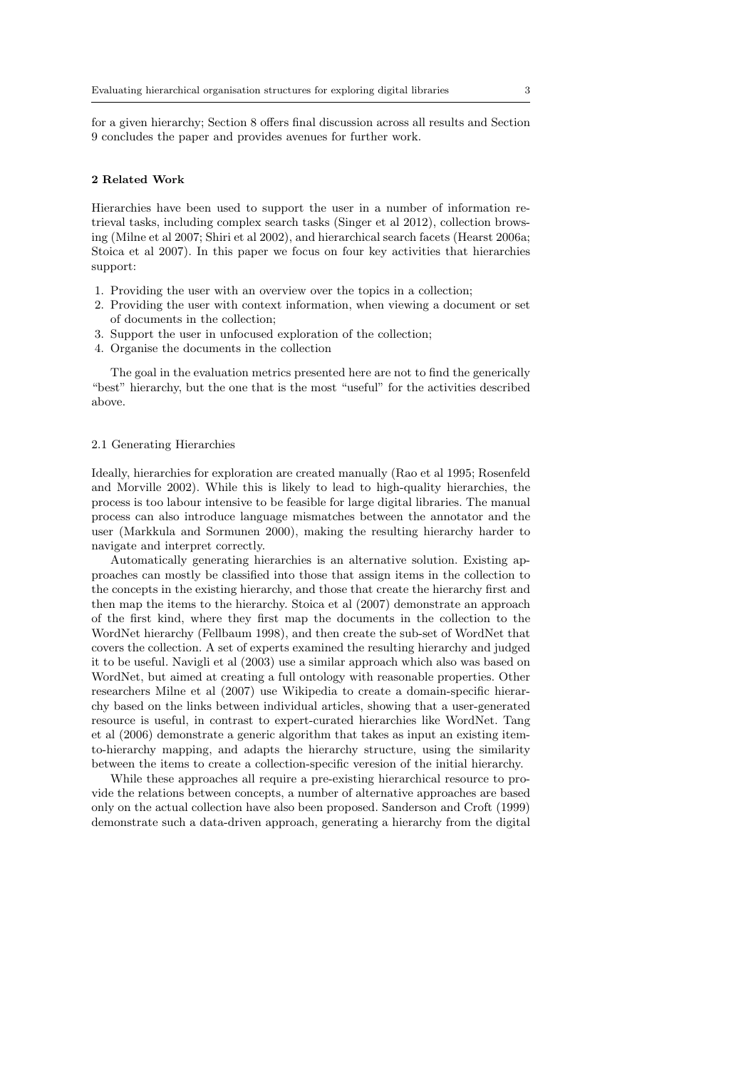for a given hierarchy; Section 8 offers final discussion across all results and Section 9 concludes the paper and provides avenues for further work.

## 2 Related Work

Hierarchies have been used to support the user in a number of information retrieval tasks, including complex search tasks (Singer et al 2012), collection browsing (Milne et al 2007; Shiri et al 2002), and hierarchical search facets (Hearst 2006a; Stoica et al 2007). In this paper we focus on four key activities that hierarchies support:

1. Providing the user with an overview over the topics in a collection;
2. Providing the user with context information, when viewing a document or set of documents in the collection;
3. Support the user in unfocused exploration of the collection;
4. Organise the documents in the collection

The goal in the evaluation metrics presented here are not to find the generically "best" hierarchy, but the one that is the most "useful" for the activities described above.

### 2.1 Generating Hierarchies

Ideally, hierarchies for exploration are created manually (Rao et al 1995; Rosenfeld and Morville 2002). While this is likely to lead to high-quality hierarchies, the process is too labour intensive to be feasible for large digital libraries. The manual process can also introduce language mismatches between the annotator and the user (Markkula and Sormunen 2000), making the resulting hierarchy harder to navigate and interpret correctly.

Automatically generating hierarchies is an alternative solution. Existing approaches can mostly be classified into those that assign items in the collection to the concepts in the existing hierarchy, and those that create the hierarchy first and then map the items to the hierarchy. Stoica et al (2007) demonstrate an approach of the first kind, where they first map the documents in the collection to the WordNet hierarchy (Fellbaum 1998), and then create the sub-set of WordNet that covers the collection. A set of experts examined the resulting hierarchy and judged it to be useful. Navigli et al (2003) use a similar approach which also was based on WordNet, but aimed at creating a full ontology with reasonable properties. Other researchers Milne et al (2007) use Wikipedia to create a domain-specific hierarchy based on the links between individual articles, showing that a user-generated resource is useful, in contrast to expert-curated hierarchies like WordNet. Tang et al (2006) demonstrate a generic algorithm that takes as input an existing item-to-hierarchy mapping, and adapts the hierarchy structure, using the similarity between the items to create a collection-specific veresion of the initial hierarchy.

While these approaches all require a pre-existing hierarchical resource to provide the relations between concepts, a number of alternative approaches are based only on the actual collection have also been proposed. Sanderson and Croft (1999) demonstrate such a data-driven approach, generating a hierarchy from the digital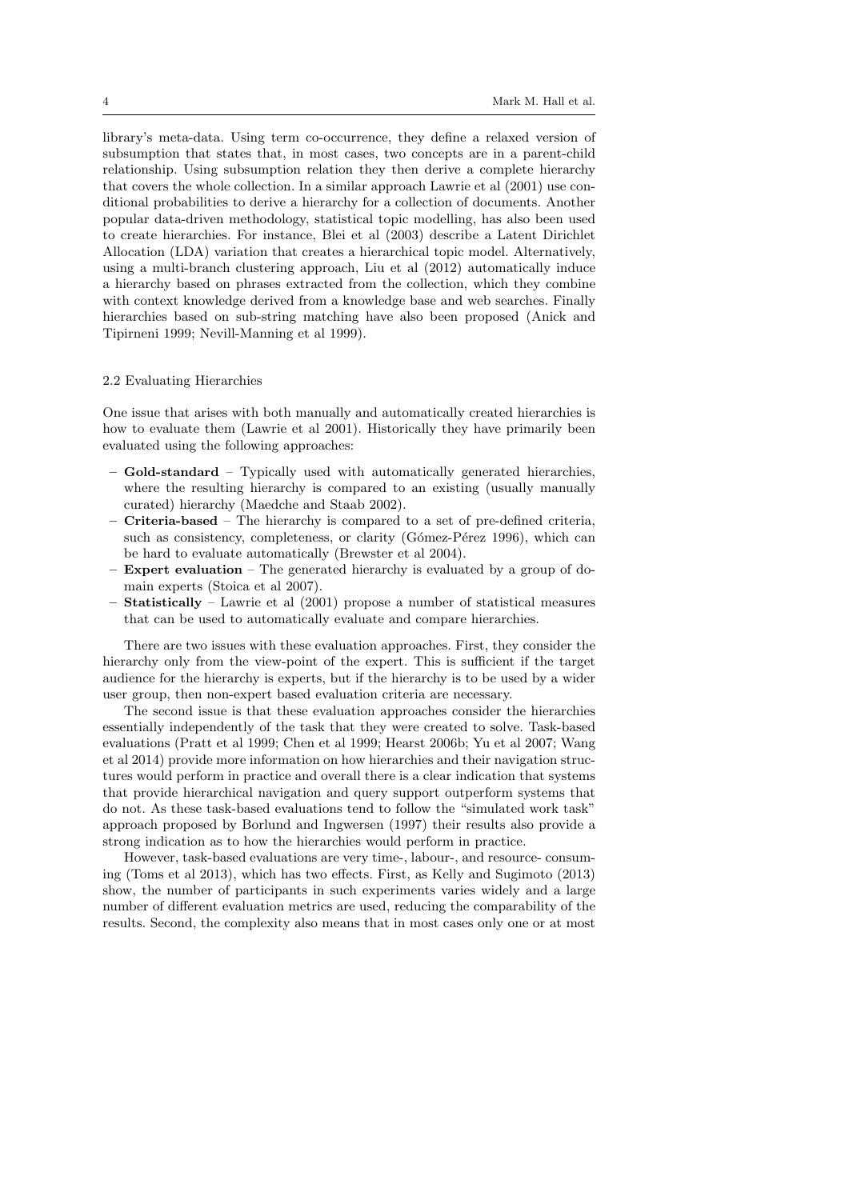library's meta-data. Using term co-occurrence, they define a relaxed version of subsumption that states that, in most cases, two concepts are in a parent-child relationship. Using subsumption relation they then derive a complete hierarchy that covers the whole collection. In a similar approach Lawrie et al (2001) use conditional probabilities to derive a hierarchy for a collection of documents. Another popular data-driven methodology, statistical topic modelling, has also been used to create hierarchies. For instance, Blei et al (2003) describe a Latent Dirichlet Allocation (LDA) variation that creates a hierarchical topic model. Alternatively, using a multi-branch clustering approach, Liu et al (2012) automatically induce a hierarchy based on phrases extracted from the collection, which they combine with context knowledge derived from a knowledge base and web searches. Finally hierarchies based on sub-string matching have also been proposed (Anick and Tipirneni 1999; Nevill-Manning et al 1999).

### 2.2 Evaluating Hierarchies

One issue that arises with both manually and automatically created hierarchies is how to evaluate them (Lawrie et al 2001). Historically they have primarily been evaluated using the following approaches:

- **Gold-standard** – Typically used with automatically generated hierarchies, where the resulting hierarchy is compared to an existing (usually manually curated) hierarchy (Maedche and Staab 2002).
- **Criteria-based** – The hierarchy is compared to a set of pre-defined criteria, such as consistency, completeness, or clarity (Gómez-Pérez 1996), which can be hard to evaluate automatically (Brewster et al 2004).
- **Expert evaluation** – The generated hierarchy is evaluated by a group of domain experts (Stoica et al 2007).
- **Statistically** – Lawrie et al (2001) propose a number of statistical measures that can be used to automatically evaluate and compare hierarchies.

There are two issues with these evaluation approaches. First, they consider the hierarchy only from the view-point of the expert. This is sufficient if the target audience for the hierarchy is experts, but if the hierarchy is to be used by a wider user group, then non-expert based evaluation criteria are necessary.

The second issue is that these evaluation approaches consider the hierarchies essentially independently of the task that they were created to solve. Task-based evaluations (Pratt et al 1999; Chen et al 1999; Hearst 2006b; Yu et al 2007; Wang et al 2014) provide more information on how hierarchies and their navigation structures would perform in practice and overall there is a clear indication that systems that provide hierarchical navigation and query support outperform systems that do not. As these task-based evaluations tend to follow the "simulated work task" approach proposed by Borlund and Ingwersen (1997) their results also provide a strong indication as to how the hierarchies would perform in practice.

However, task-based evaluations are very time-, labour-, and resource- consuming (Toms et al 2013), which has two effects. First, as Kelly and Sugimoto (2013) show, the number of participants in such experiments varies widely and a large number of different evaluation metrics are used, reducing the comparability of the results. Second, the complexity also means that in most cases only one or at most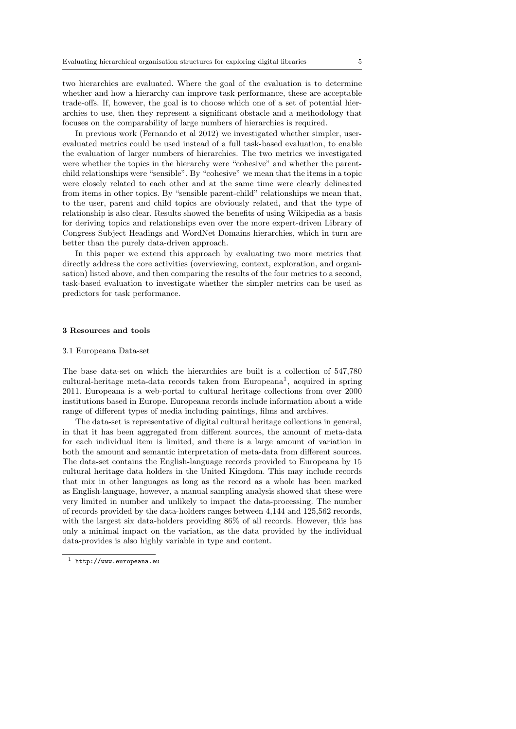two hierarchies are evaluated. Where the goal of the evaluation is to determine whether and how a hierarchy can improve task performance, these are acceptable trade-offs. If, however, the goal is to choose which one of a set of potential hierarchies to use, then they represent a significant obstacle and a methodology that focuses on the comparability of large numbers of hierarchies is required.

In previous work (Fernando et al 2012) we investigated whether simpler, user-evaluated metrics could be used instead of a full task-based evaluation, to enable the evaluation of larger numbers of hierarchies. The two metrics we investigated were whether the topics in the hierarchy were "cohesive" and whether the parent-child relationships were "sensible". By "cohesive" we mean that the items in a topic were closely related to each other and at the same time were clearly delineated from items in other topics. By "sensible parent-child" relationships we mean that, to the user, parent and child topics are obviously related, and that the type of relationship is also clear. Results showed the benefits of using Wikipedia as a basis for deriving topics and relationships even over the more expert-driven Library of Congress Subject Headings and WordNet Domains hierarchies, which in turn are better than the purely data-driven approach.

In this paper we extend this approach by evaluating two more metrics that directly address the core activities (overviewing, context, exploration, and organisation) listed above, and then comparing the results of the four metrics to a second, task-based evaluation to investigate whether the simpler metrics can be used as predictors for task performance.

## 3 Resources and tools

### 3.1 Europeana Data-set

The base data-set on which the hierarchies are built is a collection of 547,780 cultural-heritage meta-data records taken from Europeana[1], acquired in spring 2011. Europeana is a web-portal to cultural heritage collections from over 2000 institutions based in Europe. Europeana records include information about a wide range of different types of media including paintings, films and archives.

The data-set is representative of digital cultural heritage collections in general, in that it has been aggregated from different sources, the amount of meta-data for each individual item is limited, and there is a large amount of variation in both the amount and semantic interpretation of meta-data from different sources. The data-set contains the English-language records provided to Europeana by 15 cultural heritage data holders in the United Kingdom. This may include records that mix in other languages as long as the record as a whole has been marked as English-language, however, a manual sampling analysis showed that these were very limited in number and unlikely to impact the data-processing. The number of records provided by the data-holders ranges between 4,144 and 125,562 records, with the largest six data-holders providing 86% of all records. However, this has only a minimal impact on the variation, as the data provided by the individual data-provides is also highly variable in type and content.

[1] http://www.europeana.eu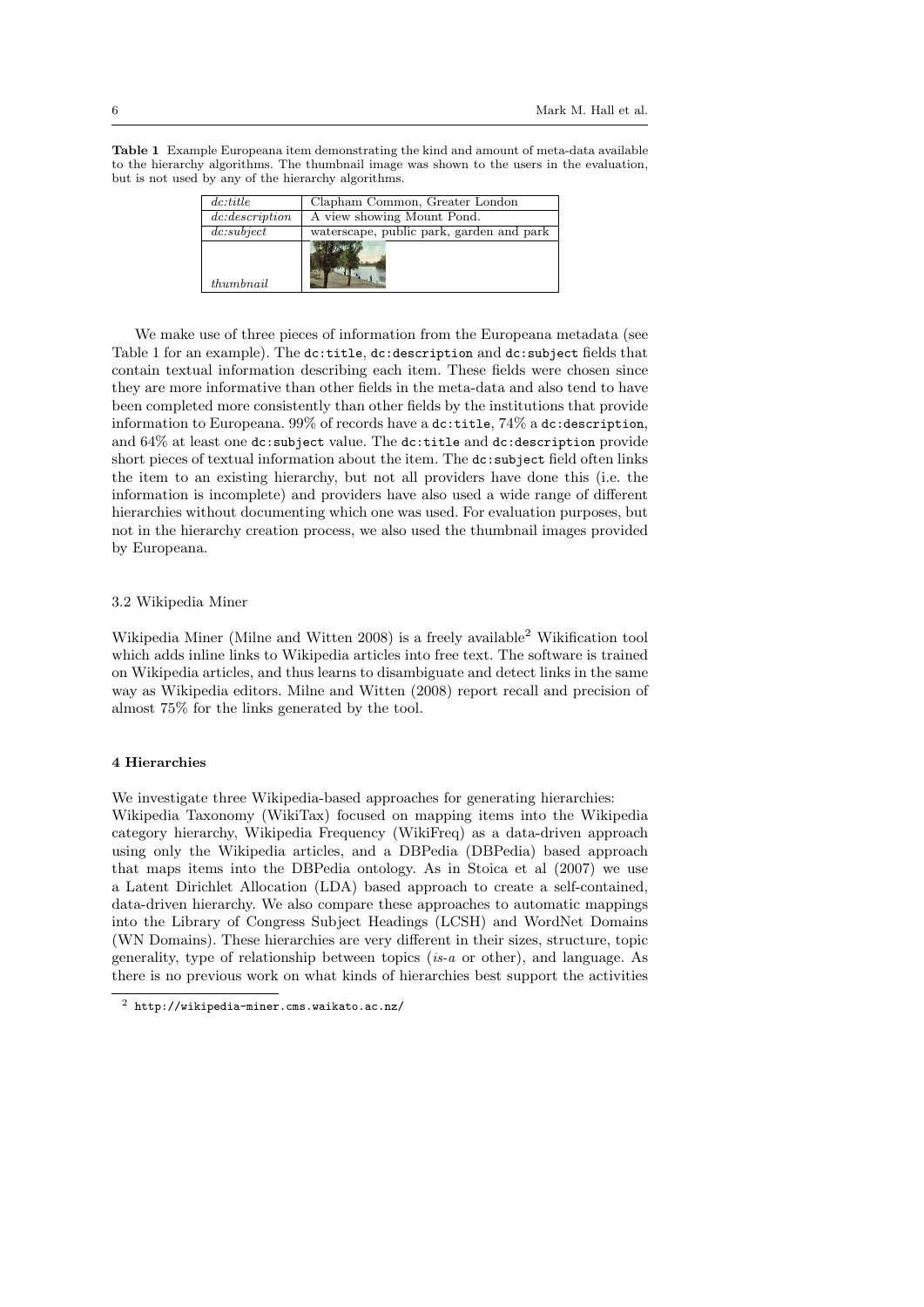**Table 1** Example Europeana item demonstrating the kind and amount of meta-data available to the hierarchy algorithms. The thumbnail image was shown to the users in the evaluation, but is not used by any of the hierarchy algorithms.

| | |
|---|---|
| *dc:title* | Clapham Common, Greater London |
| *dc:description* | A view showing Mount Pond. |
| *dc:subject* | waterscape, public park, garden and park |
| *thumbnail* | |

We make use of three pieces of information from the Europeana metadata (see Table 1 for an example). The `dc:title`, `dc:description` and `dc:subject` fields that contain textual information describing each item. These fields were chosen since they are more informative than other fields in the meta-data and also tend to have been completed more consistently than other fields by the institutions that provide information to Europeana. 99% of records have a `dc:title`, 74% a `dc:description`, and 64% at least one `dc:subject` value. The `dc:title` and `dc:description` provide short pieces of textual information about the item. The `dc:subject` field often links the item to an existing hierarchy, but not all providers have done this (i.e. the information is incomplete) and providers have also used a wide range of different hierarchies without documenting which one was used. For evaluation purposes, but not in the hierarchy creation process, we also used the thumbnail images provided by Europeana.

### 3.2 Wikipedia Miner

Wikipedia Miner (Milne and Witten 2008) is a freely available[2] Wikification tool which adds inline links to Wikipedia articles into free text. The software is trained on Wikipedia articles, and thus learns to disambiguate and detect links in the same way as Wikipedia editors. Milne and Witten (2008) report recall and precision of almost 75% for the links generated by the tool.

## 4 Hierarchies

We investigate three Wikipedia-based approaches for generating hierarchies: Wikipedia Taxonomy (WikiTax) focused on mapping items into the Wikipedia category hierarchy, Wikipedia Frequency (WikiFreq) as a data-driven approach using only the Wikipedia articles, and a DBPedia (DBPedia) based approach that maps items into the DBPedia ontology. As in Stoica et al (2007) we use a Latent Dirichlet Allocation (LDA) based approach to create a self-contained, data-driven hierarchy. We also compare these approaches to automatic mappings into the Library of Congress Subject Headings (LCSH) and WordNet Domains (WN Domains). These hierarchies are very different in their sizes, structure, topic generality, type of relationship between topics (*is-a* or other), and language. As there is no previous work on what kinds of hierarchies best support the activities

[2] `http://wikipedia-miner.cms.waikato.ac.nz/`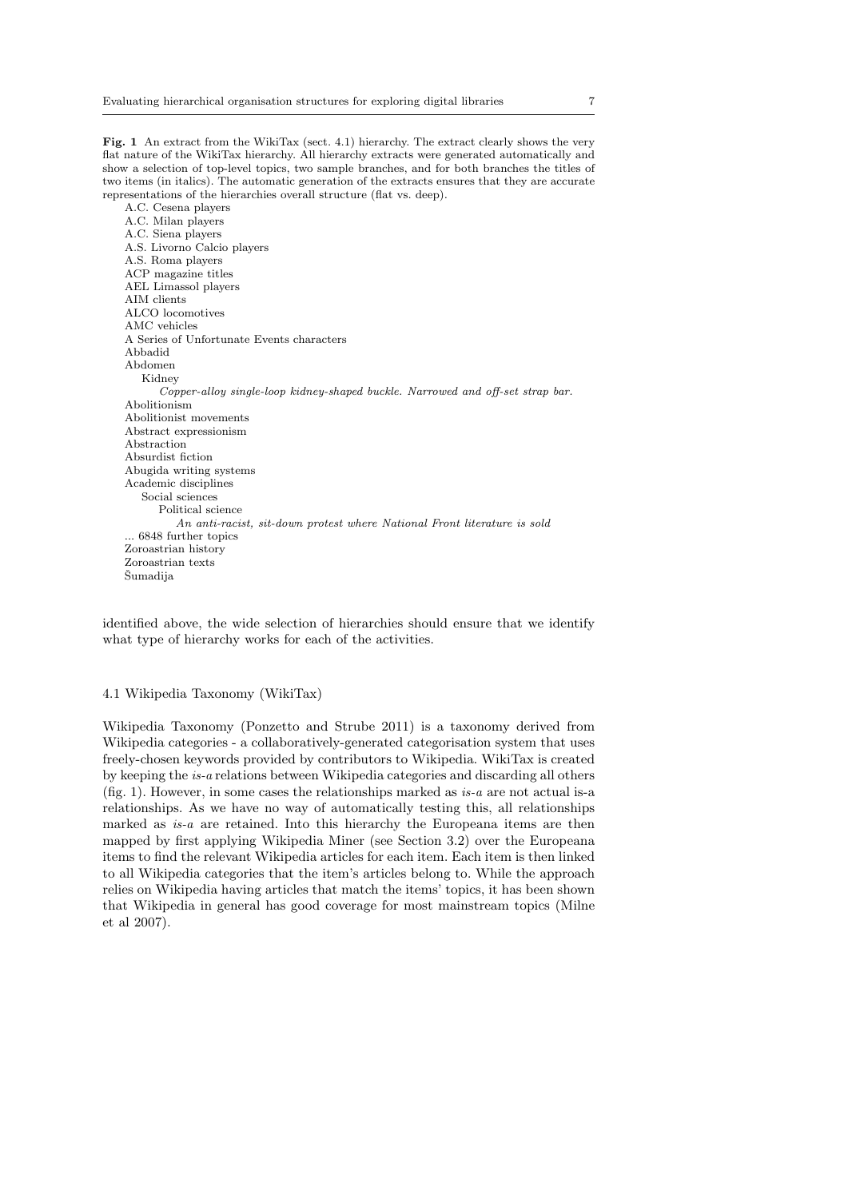**Fig. 1** An extract from the WikiTax (sect. 4.1) hierarchy. The extract clearly shows the very flat nature of the WikiTax hierarchy. All hierarchy extracts were generated automatically and show a selection of top-level topics, two sample branches, and for both branches the titles of two items (in italics). The automatic generation of the extracts ensures that they are accurate representations of the hierarchies overall structure (flat vs. deep).

```
A.C. Cesena players
A.C. Milan players
A.C. Siena players
A.S. Livorno Calcio players
A.S. Roma players
ACP magazine titles
AEL Limassol players
AIM clients
ALCO locomotives
AMC vehicles
A Series of Unfortunate Events characters
Abbadid
Abdomen
    Kidney
        Copper-alloy single-loop kidney-shaped buckle. Narrowed and off-set strap bar.
Abolitionism
Abolitionist movements
Abstract expressionism
Abstraction
Absurdist fiction
Abugida writing systems
Academic disciplines
    Social sciences
        Political science
            An anti-racist, sit-down protest where National Front literature is sold
... 6848 further topics
Zoroastrian history
Zoroastrian texts
Šumadija
```

identified above, the wide selection of hierarchies should ensure that we identify what type of hierarchy works for each of the activities.

### 4.1 Wikipedia Taxonomy (WikiTax)

Wikipedia Taxonomy (Ponzetto and Strube 2011) is a taxonomy derived from Wikipedia categories - a collaboratively-generated categorisation system that uses freely-chosen keywords provided by contributors to Wikipedia. WikiTax is created by keeping the *is-a* relations between Wikipedia categories and discarding all others (fig. 1). However, in some cases the relationships marked as *is-a* are not actual is-a relationships. As we have no way of automatically testing this, all relationships marked as *is-a* are retained. Into this hierarchy the Europeana items are then mapped by first applying Wikipedia Miner (see Section 3.2) over the Europeana items to find the relevant Wikipedia articles for each item. Each item is then linked to all Wikipedia categories that the item's articles belong to. While the approach relies on Wikipedia having articles that match the items' topics, it has been shown that Wikipedia in general has good coverage for most mainstream topics (Milne et al 2007).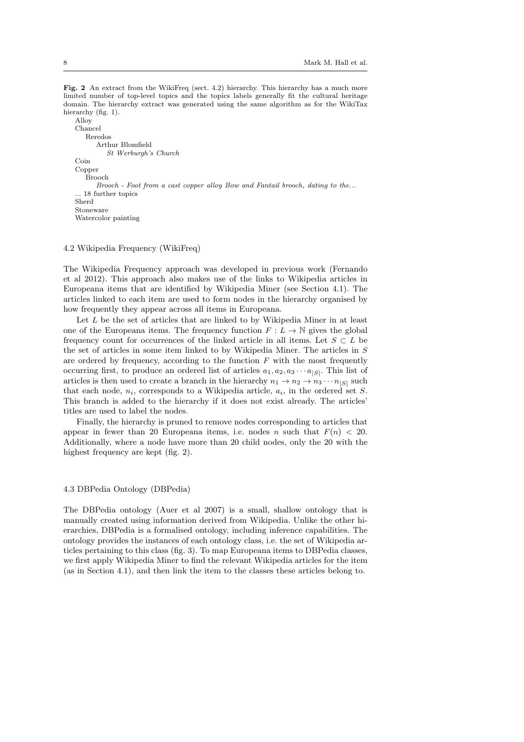**Fig. 2** An extract from the WikiFreq (sect. 4.2) hierarchy. This hierarchy has a much more limited number of top-level topics and the topics labels generally fit the cultural heritage domain. The hierarchy extract was generated using the same algorithm as for the WikiTax hierarchy (fig. 1).

- Alloy
- Chancel
  - Reredos
    - Arthur Blomfield
      - *St Werburgh's Church*
- Coin
- Copper
  - Brooch
    - *Brooch - Foot from a cast copper alloy Bow and Fantail brooch, dating to the...*
- ... 18 further topics
- Sherd
- Stoneware
- Watercolor painting

### 4.2 Wikipedia Frequency (WikiFreq)

The Wikipedia Frequency approach was developed in previous work (Fernando et al 2012). This approach also makes use of the links to Wikipedia articles in Europeana items that are identified by Wikipedia Miner (see Section 4.1). The articles linked to each item are used to form nodes in the hierarchy organised by how frequently they appear across all items in Europeana.

Let $L$ be the set of articles that are linked to by Wikipedia Miner in at least one of the Europeana items. The frequency function $F : L \rightarrow \mathbb{N}$ gives the global frequency count for occurrences of the linked article in all items. Let $S \subset L$ be the set of articles in some item linked to by Wikipedia Miner. The articles in $S$ are ordered by frequency, according to the function $F$ with the most frequently occurring first, to produce an ordered list of articles $a_1, a_2, a_3 \cdots a_{|S|}$. This list of articles is then used to create a branch in the hierarchy $n_1 \rightarrow n_2 \rightarrow n_3 \cdots n_{|S|}$ such that each node, $n_i$, corresponds to a Wikipedia article, $a_i$, in the ordered set $S$. This branch is added to the hierarchy if it does not exist already. The articles' titles are used to label the nodes.

Finally, the hierarchy is pruned to remove nodes corresponding to articles that appear in fewer than 20 Europeana items, i.e. nodes $n$ such that $F(n) < 20$. Additionally, where a node have more than 20 child nodes, only the 20 with the highest frequency are kept (fig. 2).

### 4.3 DBPedia Ontology (DBPedia)

The DBPedia ontology (Auer et al 2007) is a small, shallow ontology that is manually created using information derived from Wikipedia. Unlike the other hierarchies, DBPedia is a formalised ontology, including inference capabilities. The ontology provides the instances of each ontology class, i.e. the set of Wikipedia articles pertaining to this class (fig. 3). To map Europeana items to DBPedia classes, we first apply Wikipedia Miner to find the relevant Wikipedia articles for the item (as in Section 4.1), and then link the item to the classes these articles belong to.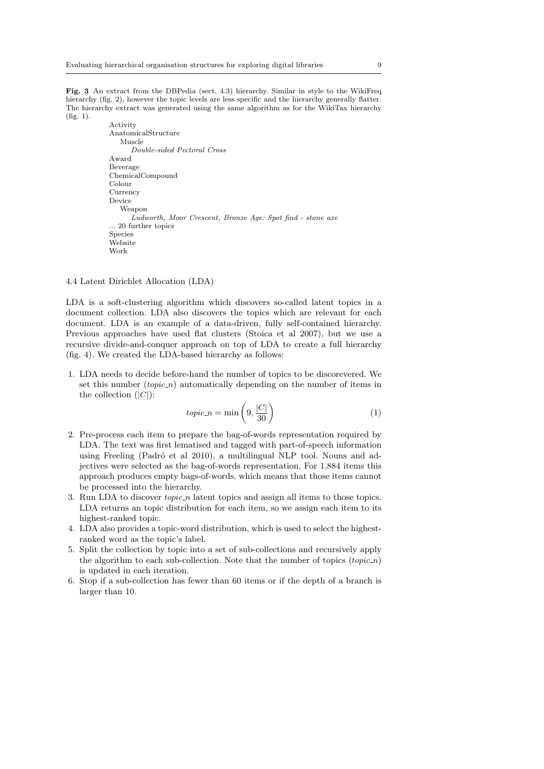**Fig. 3** An extract from the DBPedia (sect. 4.3) hierarchy. Similar in style to the WikiFreq hierarchy (fig. 2), however the topic levels are less specific and the hierarchy generally flatter. The hierarchy extract was generated using the same algorithm as for the WikiTax hierarchy (fig. 1).

```
Activity
AnatomicalStructure
    Muscle
        Double-sided Pectoral Cross
Award
Beverage
ChemicalCompound
Colour
Currency
Device
    Weapon
        Ludworth, Moor Crescent, Bronze Age: Spot find - stone axe
... 20 further topics
Species
Website
Work
```

### 4.4 Latent Dirichlet Allocation (LDA)

LDA is a soft-clustering algorithm which discovers so-called latent topics in a document collection. LDA also discovers the topics which are relevant for each document. LDA is an example of a data-driven, fully self-contained hierarchy. Previous approaches have used flat clusters (Stoica et al 2007), but we use a recursive divide-and-conquer approach on top of LDA to create a full hierarchy (fig. 4). We created the LDA-based hierarchy as follows:

1. LDA needs to decide before-hand the number of topics to be discorevered. We set this number ($topic\_n$) automatically depending on the number of items in the collection ($|C|$):

$$topic\_n = \min\left(9, \frac{|C|}{30}\right) \tag{1}$$

2. Pre-process each item to prepare the bag-of-words representation required by LDA. The text was first lematised and tagged with part-of-speech information using Freeling (Padró et al 2010), a multilingual NLP tool. Nouns and adjectives were selected as the bag-of-words representation. For 1,884 items this approach produces empty bags-of-words, which means that those items cannot be processed into the hierarchy.
3. Run LDA to discover $topic\_n$ latent topics and assign all items to those topics. LDA returns an topic distribution for each item, so we assign each item to its highest-ranked topic.
4. LDA also provides a topic-word distribution, which is used to select the highest-ranked word as the topic's label.
5. Split the collection by topic into a set of sub-collections and recursively apply the algorithm to each sub-collection. Note that the number of topics ($topic\_n$) is updated in each iteration.
6. Stop if a sub-collection has fewer than 60 items or if the depth of a branch is larger than 10.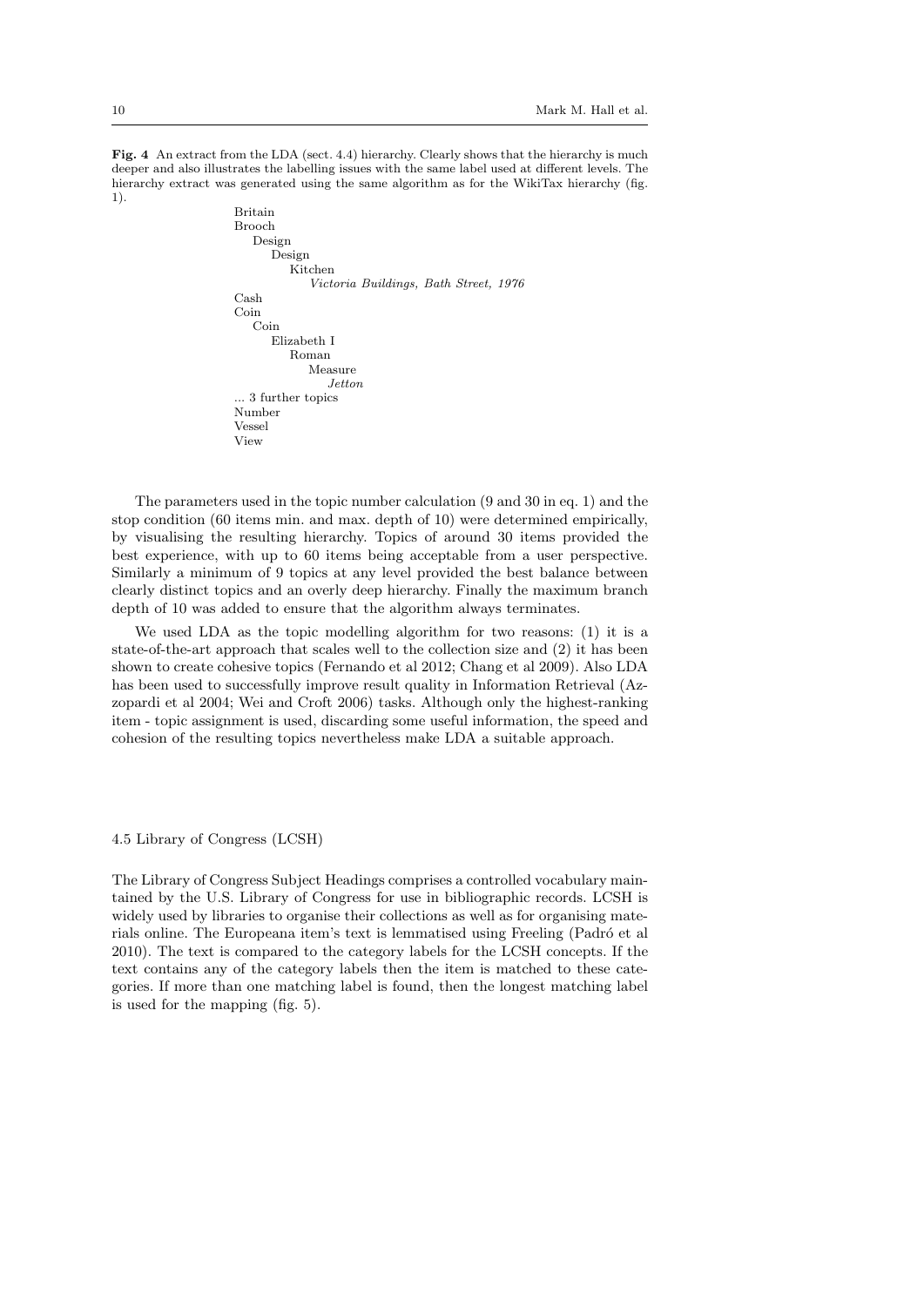**Fig. 4** An extract from the LDA (sect. 4.4) hierarchy. Clearly shows that the hierarchy is much deeper and also illustrates the labelling issues with the same label used at different levels. The hierarchy extract was generated using the same algorithm as for the WikiTax hierarchy (fig. 1).

```
Britain
Brooch
    Design
        Design
            Kitchen
                Victoria Buildings, Bath Street, 1976
Cash
Coin
    Coin
        Elizabeth I
            Roman
                Measure
                    Jetton
... 3 further topics
Number
Vessel
View
```

The parameters used in the topic number calculation (9 and 30 in eq. 1) and the stop condition (60 items min. and max. depth of 10) were determined empirically, by visualising the resulting hierarchy. Topics of around 30 items provided the best experience, with up to 60 items being acceptable from a user perspective. Similarly a minimum of 9 topics at any level provided the best balance between clearly distinct topics and an overly deep hierarchy. Finally the maximum branch depth of 10 was added to ensure that the algorithm always terminates.

We used LDA as the topic modelling algorithm for two reasons: (1) it is a state-of-the-art approach that scales well to the collection size and (2) it has been shown to create cohesive topics (Fernando et al 2012; Chang et al 2009). Also LDA has been used to successfully improve result quality in Information Retrieval (Azzopardi et al 2004; Wei and Croft 2006) tasks. Although only the highest-ranking item - topic assignment is used, discarding some useful information, the speed and cohesion of the resulting topics nevertheless make LDA a suitable approach.

### 4.5 Library of Congress (LCSH)

The Library of Congress Subject Headings comprises a controlled vocabulary maintained by the U.S. Library of Congress for use in bibliographic records. LCSH is widely used by libraries to organise their collections as well as for organising materials online. The Europeana item's text is lemmatised using Freeling (Padró et al 2010). The text is compared to the category labels for the LCSH concepts. If the text contains any of the category labels then the item is matched to these categories. If more than one matching label is found, then the longest matching label is used for the mapping (fig. 5).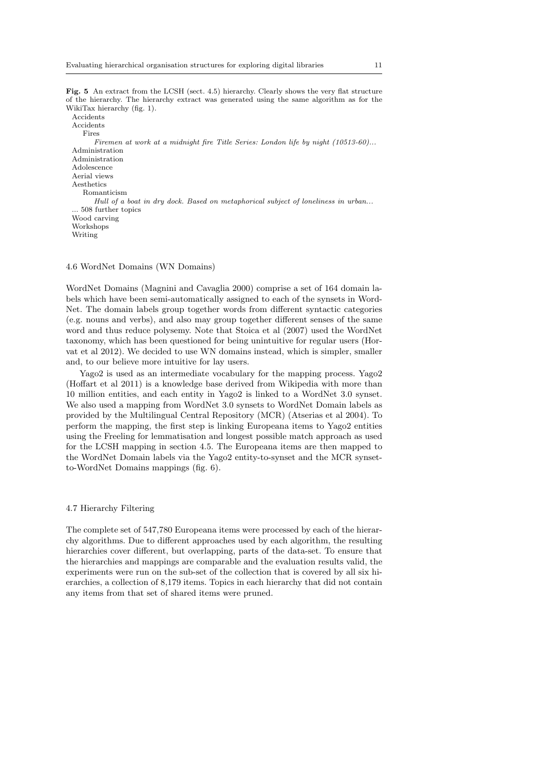**Fig. 5** An extract from the LCSH (sect. 4.5) hierarchy. Clearly shows the very flat structure of the hierarchy. The hierarchy extract was generated using the same algorithm as for the WikiTax hierarchy (fig. 1).

```
Accidents
Accidents
    Fires
        Firemen at work at a midnight fire Title Series: London life by night (10513-60)...
Administration
Administration
Adolescence
Aerial views
Aesthetics
    Romanticism
        Hull of a boat in dry dock. Based on metaphorical subject of loneliness in urban...
... 508 further topics
Wood carving
Workshops
Writing
```

### 4.6 WordNet Domains (WN Domains)

WordNet Domains (Magnini and Cavaglia 2000) comprise a set of 164 domain labels which have been semi-automatically assigned to each of the synsets in WordNet. The domain labels group together words from different syntactic categories (e.g. nouns and verbs), and also may group together different senses of the same word and thus reduce polysemy. Note that Stoica et al (2007) used the WordNet taxonomy, which has been questioned for being unintuitive for regular users (Horvat et al 2012). We decided to use WN domains instead, which is simpler, smaller and, to our believe more intuitive for lay users.

Yago2 is used as an intermediate vocabulary for the mapping process. Yago2 (Hoffart et al 2011) is a knowledge base derived from Wikipedia with more than 10 million entities, and each entity in Yago2 is linked to a WordNet 3.0 synset. We also used a mapping from WordNet 3.0 synsets to WordNet Domain labels as provided by the Multilingual Central Repository (MCR) (Atserias et al 2004). To perform the mapping, the first step is linking Europeana items to Yago2 entities using the Freeling for lemmatisation and longest possible match approach as used for the LCSH mapping in section 4.5. The Europeana items are then mapped to the WordNet Domain labels via the Yago2 entity-to-synset and the MCR synset-to-WordNet Domains mappings (fig. 6).

### 4.7 Hierarchy Filtering

The complete set of 547,780 Europeana items were processed by each of the hierarchy algorithms. Due to different approaches used by each algorithm, the resulting hierarchies cover different, but overlapping, parts of the data-set. To ensure that the hierarchies and mappings are comparable and the evaluation results valid, the experiments were run on the sub-set of the collection that is covered by all six hierarchies, a collection of 8,179 items. Topics in each hierarchy that did not contain any items from that set of shared items were pruned.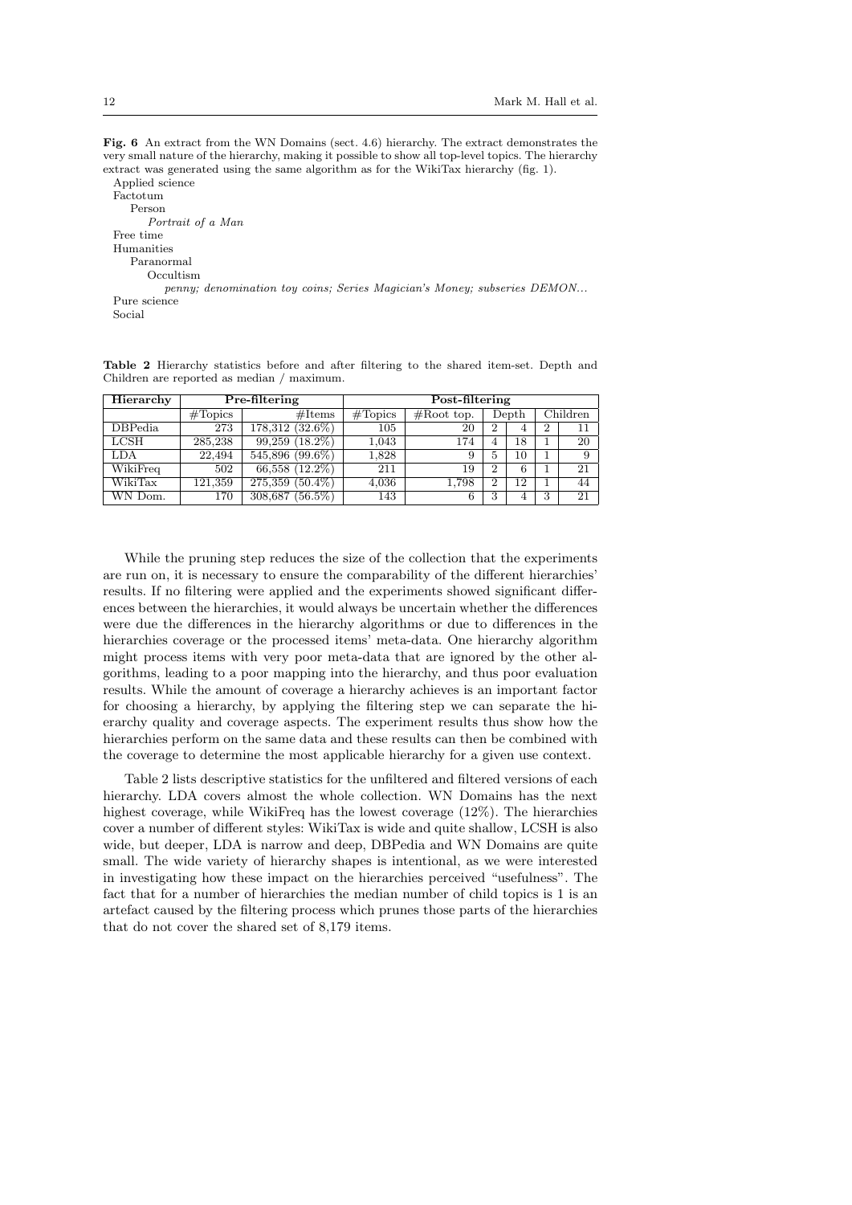**Fig. 6** An extract from the WN Domains (sect. 4.6) hierarchy. The extract demonstrates the very small nature of the hierarchy, making it possible to show all top-level topics. The hierarchy extract was generated using the same algorithm as for the WikiTax hierarchy (fig. 1).

Applied science
Factotum
    Person
        *Portrait of a Man*
Free time
Humanities
    Paranormal
        Occultism
            *penny; denomination toy coins; Series Magician's Money; subseries DEMON...*
Pure science
Social

**Table 2** Hierarchy statistics before and after filtering to the shared item-set. Depth and Children are reported as median / maximum.

| Hierarchy | Pre-filtering | | Post-filtering | | | | | |
|---|---|---|---|---|---|---|---|---|
| | #Topics | #Items | #Topics | #Root top. | Depth | | Children | |
| DBPedia | 273 | 178,312 (32.6%) | 105 | 20 | 2 | 4 | 2 | 11 |
| LCSH | 285,238 | 99,259 (18.2%) | 1,043 | 174 | 4 | 18 | 1 | 20 |
| LDA | 22,494 | 545,896 (99.6%) | 1,828 | 9 | 5 | 10 | 1 | 9 |
| WikiFreq | 502 | 66,558 (12.2%) | 211 | 19 | 2 | 6 | 1 | 21 |
| WikiTax | 121,359 | 275,359 (50.4%) | 4,036 | 1,798 | 2 | 12 | 1 | 44 |
| WN Dom. | 170 | 308,687 (56.5%) | 143 | 6 | 3 | 4 | 3 | 21 |

While the pruning step reduces the size of the collection that the experiments are run on, it is necessary to ensure the comparability of the different hierarchies' results. If no filtering were applied and the experiments showed significant differences between the hierarchies, it would always be uncertain whether the differences were due the differences in the hierarchy algorithms or due to differences in the hierarchies coverage or the processed items' meta-data. One hierarchy algorithm might process items with very poor meta-data that are ignored by the other algorithms, leading to a poor mapping into the hierarchy, and thus poor evaluation results. While the amount of coverage a hierarchy achieves is an important factor for choosing a hierarchy, by applying the filtering step we can separate the hierarchy quality and coverage aspects. The experiment results thus show how the hierarchies perform on the same data and these results can then be combined with the coverage to determine the most applicable hierarchy for a given use context.

Table 2 lists descriptive statistics for the unfiltered and filtered versions of each hierarchy. LDA covers almost the whole collection. WN Domains has the next highest coverage, while WikiFreq has the lowest coverage (12%). The hierarchies cover a number of different styles: WikiTax is wide and quite shallow, LCSH is also wide, but deeper, LDA is narrow and deep, DBPedia and WN Domains are quite small. The wide variety of hierarchy shapes is intentional, as we were interested in investigating how these impact on the hierarchies perceived "usefulness". The fact that for a number of hierarchies the median number of child topics is 1 is an artefact caused by the filtering process which prunes those parts of the hierarchies that do not cover the shared set of 8,179 items.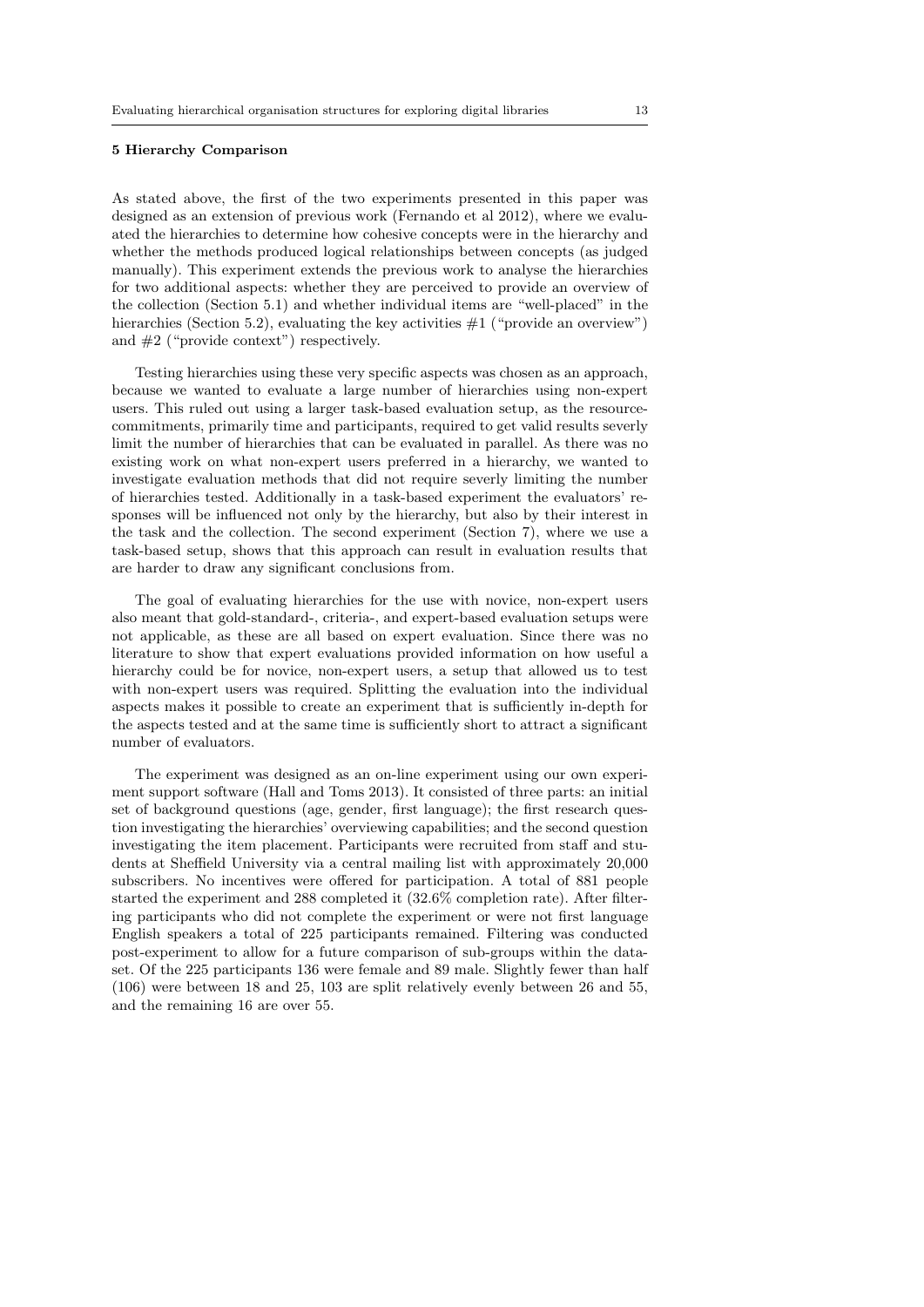## 5 Hierarchy Comparison

As stated above, the first of the two experiments presented in this paper was designed as an extension of previous work (Fernando et al 2012), where we evaluated the hierarchies to determine how cohesive concepts were in the hierarchy and whether the methods produced logical relationships between concepts (as judged manually). This experiment extends the previous work to analyse the hierarchies for two additional aspects: whether they are perceived to provide an overview of the collection (Section 5.1) and whether individual items are "well-placed" in the hierarchies (Section 5.2), evaluating the key activities #1 ("provide an overview") and #2 ("provide context") respectively.

Testing hierarchies using these very specific aspects was chosen as an approach, because we wanted to evaluate a large number of hierarchies using non-expert users. This ruled out using a larger task-based evaluation setup, as the resource-commitments, primarily time and participants, required to get valid results severly limit the number of hierarchies that can be evaluated in parallel. As there was no existing work on what non-expert users preferred in a hierarchy, we wanted to investigate evaluation methods that did not require severly limiting the number of hierarchies tested. Additionally in a task-based experiment the evaluators' responses will be influenced not only by the hierarchy, but also by their interest in the task and the collection. The second experiment (Section 7), where we use a task-based setup, shows that this approach can result in evaluation results that are harder to draw any significant conclusions from.

The goal of evaluating hierarchies for the use with novice, non-expert users also meant that gold-standard-, criteria-, and expert-based evaluation setups were not applicable, as these are all based on expert evaluation. Since there was no literature to show that expert evaluations provided information on how useful a hierarchy could be for novice, non-expert users, a setup that allowed us to test with non-expert users was required. Splitting the evaluation into the individual aspects makes it possible to create an experiment that is sufficiently in-depth for the aspects tested and at the same time is sufficiently short to attract a significant number of evaluators.

The experiment was designed as an on-line experiment using our own experiment support software (Hall and Toms 2013). It consisted of three parts: an initial set of background questions (age, gender, first language); the first research question investigating the hierarchies' overviewing capabilities; and the second question investigating the item placement. Participants were recruited from staff and students at Sheffield University via a central mailing list with approximately 20,000 subscribers. No incentives were offered for participation. A total of 881 people started the experiment and 288 completed it (32.6% completion rate). After filtering participants who did not complete the experiment or were not first language English speakers a total of 225 participants remained. Filtering was conducted post-experiment to allow for a future comparison of sub-groups within the dataset. Of the 225 participants 136 were female and 89 male. Slightly fewer than half (106) were between 18 and 25, 103 are split relatively evenly between 26 and 55, and the remaining 16 are over 55.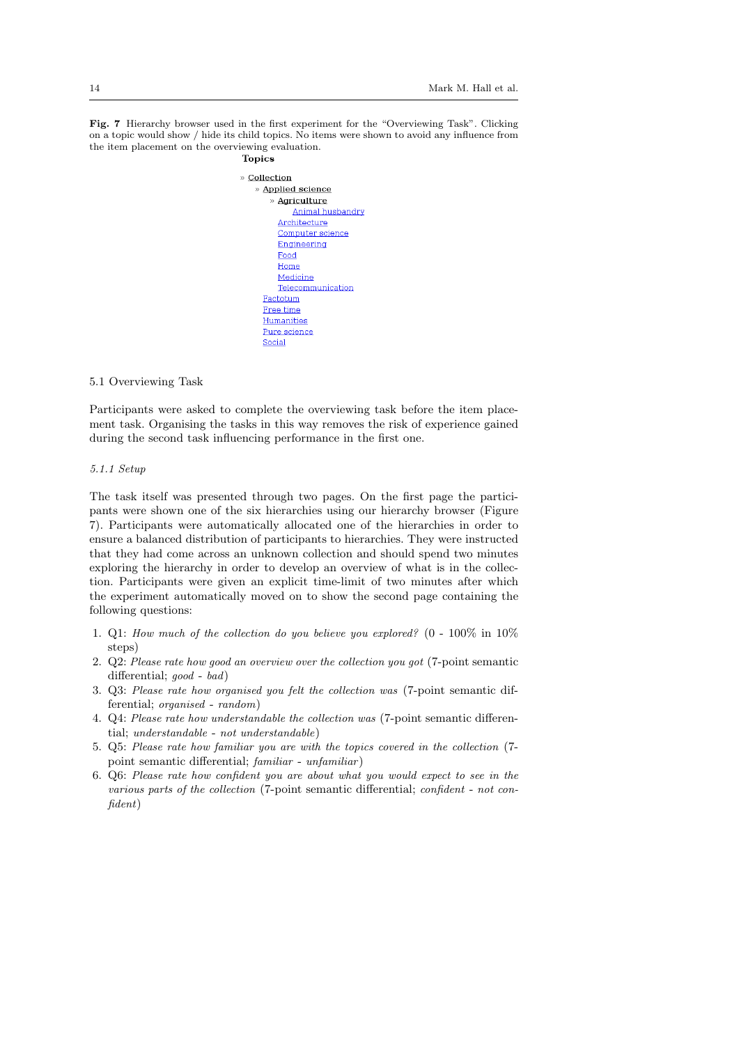**Fig. 7** Hierarchy browser used in the first experiment for the "Overviewing Task". Clicking on a topic would show / hide its child topics. No items were shown to avoid any influence from the item placement on the overviewing evaluation.

**Topics**

- » Collection
  - » Applied science
    - » Agriculture
      - Animal husbandry
    - Architecture
    - Computer science
    - Engineering
    - Food
    - Home
    - Medicine
    - Telecommunication
  - Factotum
  - Free time
  - Humanities
  - Pure science
  - Social

## 5.1 Overviewing Task

Participants were asked to complete the overviewing task before the item placement task. Organising the tasks in this way removes the risk of experience gained during the second task influencing performance in the first one.

### *5.1.1 Setup*

The task itself was presented through two pages. On the first page the participants were shown one of the six hierarchies using our hierarchy browser (Figure 7). Participants were automatically allocated one of the hierarchies in order to ensure a balanced distribution of participants to hierarchies. They were instructed that they had come across an unknown collection and should spend two minutes exploring the hierarchy in order to develop an overview of what is in the collection. Participants were given an explicit time-limit of two minutes after which the experiment automatically moved on to show the second page containing the following questions:

1. Q1: *How much of the collection do you believe you explored?* (0 - 100% in 10% steps)
2. Q2: *Please rate how good an overview over the collection you got* (7-point semantic differential; *good* - *bad*)
3. Q3: *Please rate how organised you felt the collection was* (7-point semantic differential; *organised* - *random*)
4. Q4: *Please rate how understandable the collection was* (7-point semantic differential; *understandable* - *not understandable*)
5. Q5: *Please rate how familiar you are with the topics covered in the collection* (7-point semantic differential; *familiar* - *unfamiliar*)
6. Q6: *Please rate how confident you are about what you would expect to see in the various parts of the collection* (7-point semantic differential; *confident* - *not confident*)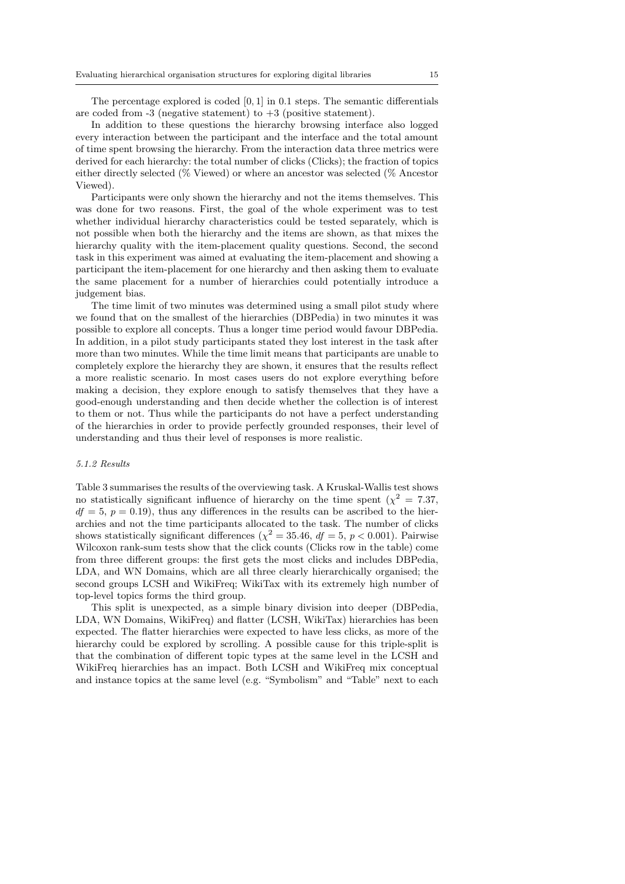The percentage explored is coded $[0, 1]$ in 0.1 steps. The semantic differentials are coded from -3 (negative statement) to +3 (positive statement).

In addition to these questions the hierarchy browsing interface also logged every interaction between the participant and the interface and the total amount of time spent browsing the hierarchy. From the interaction data three metrics were derived for each hierarchy: the total number of clicks (Clicks); the fraction of topics either directly selected (% Viewed) or where an ancestor was selected (% Ancestor Viewed).

Participants were only shown the hierarchy and not the items themselves. This was done for two reasons. First, the goal of the whole experiment was to test whether individual hierarchy characteristics could be tested separately, which is not possible when both the hierarchy and the items are shown, as that mixes the hierarchy quality with the item-placement quality questions. Second, the second task in this experiment was aimed at evaluating the item-placement and showing a participant the item-placement for one hierarchy and then asking them to evaluate the same placement for a number of hierarchies could potentially introduce a judgement bias.

The time limit of two minutes was determined using a small pilot study where we found that on the smallest of the hierarchies (DBPedia) in two minutes it was possible to explore all concepts. Thus a longer time period would favour DBPedia. In addition, in a pilot study participants stated they lost interest in the task after more than two minutes. While the time limit means that participants are unable to completely explore the hierarchy they are shown, it ensures that the results reflect a more realistic scenario. In most cases users do not explore everything before making a decision, they explore enough to satisfy themselves that they have a good-enough understanding and then decide whether the collection is of interest to them or not. Thus while the participants do not have a perfect understanding of the hierarchies in order to provide perfectly grounded responses, their level of understanding and thus their level of responses is more realistic.

#### *5.1.2 Results*

Table 3 summarises the results of the overviewing task. A Kruskal-Wallis test shows no statistically significant influence of hierarchy on the time spent ($\chi^2 = 7.37$, $df = 5$, $p = 0.19$), thus any differences in the results can be ascribed to the hierarchies and not the time participants allocated to the task. The number of clicks shows statistically significant differences ($\chi^2 = 35.46$, $df = 5$, $p < 0.001$). Pairwise Wilcoxon rank-sum tests show that the click counts (Clicks row in the table) come from three different groups: the first gets the most clicks and includes DBPedia, LDA, and WN Domains, which are all three clearly hierarchically organised; the second groups LCSH and WikiFreq; WikiTax with its extremely high number of top-level topics forms the third group.

This split is unexpected, as a simple binary division into deeper (DBPedia, LDA, WN Domains, WikiFreq) and flatter (LCSH, WikiTax) hierarchies has been expected. The flatter hierarchies were expected to have less clicks, as more of the hierarchy could be explored by scrolling. A possible cause for this triple-split is that the combination of different topic types at the same level in the LCSH and WikiFreq hierarchies has an impact. Both LCSH and WikiFreq mix conceptual and instance topics at the same level (e.g. "Symbolism" and "Table" next to each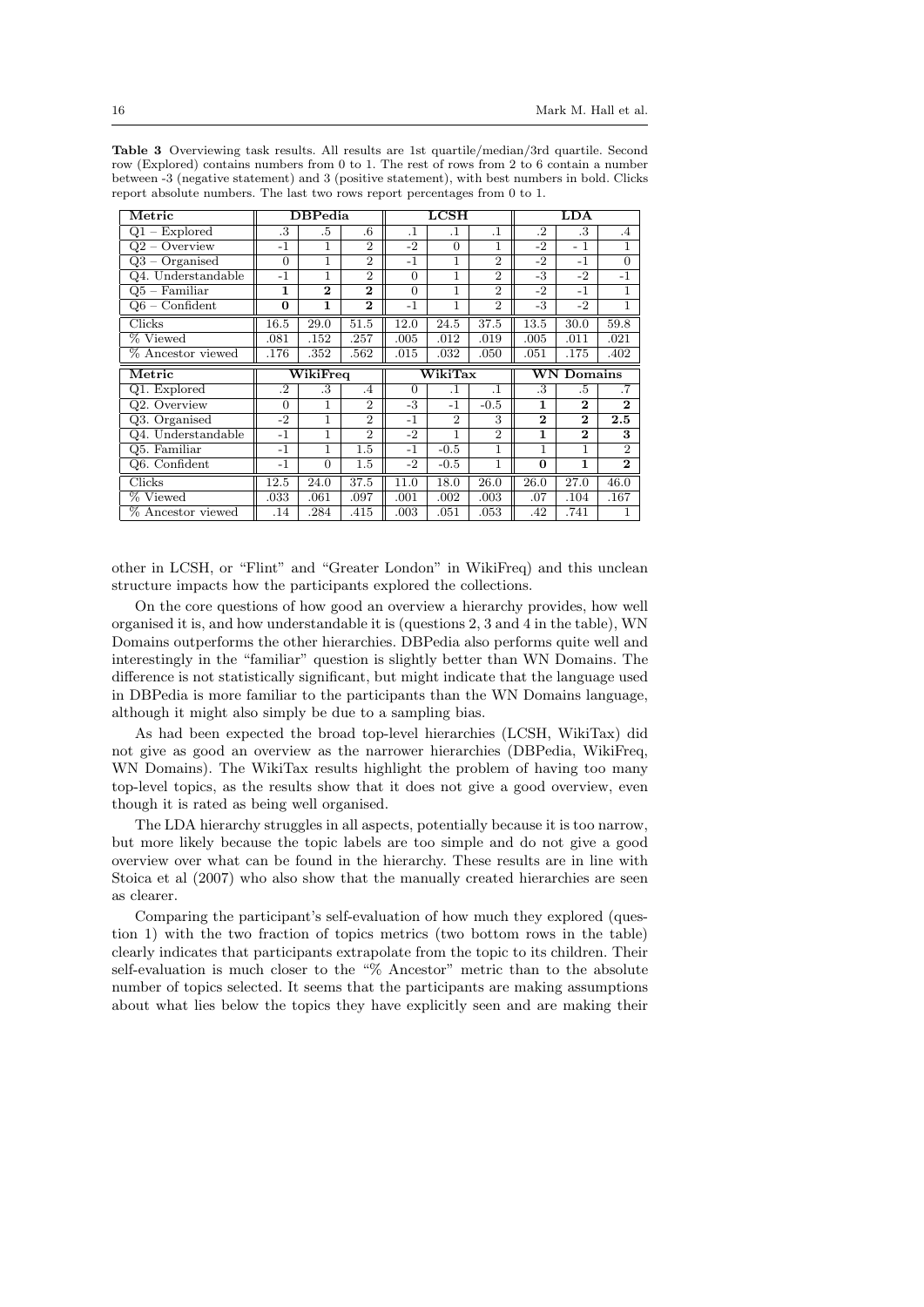**Table 3** Overviewing task results. All results are 1st quartile/median/3rd quartile. Second row (Explored) contains numbers from 0 to 1. The rest of rows from 2 to 6 contain a number between -3 (negative statement) and 3 (positive statement), with best numbers in bold. Clicks report absolute numbers. The last two rows report percentages from 0 to 1.

| Metric | **DBPedia** | | | **LCSH** | | | **LDA** | | |
|---|---|---|---|---|---|---|---|---|---|
| Q1 – Explored | .3 | .5 | .6 | .1 | .1 | .1 | .2 | .3 | .4 |
| Q2 – Overview | -1 | 1 | 2 | -2 | 0 | 1 | -2 | - 1 | 1 |
| Q3 – Organised | 0 | 1 | 2 | -1 | 1 | 2 | -2 | -1 | 0 |
| Q4. Understandable | -1 | 1 | 2 | 0 | 1 | 2 | -3 | -2 | -1 |
| Q5 – Familiar | **1** | **2** | **2** | 0 | 1 | 2 | -2 | -1 | 1 |
| Q6 – Confident | **0** | **1** | **2** | -1 | 1 | 2 | -3 | -2 | 1 |
| Clicks | 16.5 | 29.0 | 51.5 | 12.0 | 24.5 | 37.5 | 13.5 | 30.0 | 59.8 |
| % Viewed | .081 | .152 | .257 | .005 | .012 | .019 | .005 | .011 | .021 |
| % Ancestor viewed | .176 | .352 | .562 | .015 | .032 | .050 | .051 | .175 | .402 |
| **Metric** | **WikiFreq** | | | **WikiTax** | | | **WN Domains** | | |
| Q1. Explored | .2 | .3 | .4 | 0 | .1 | .1 | .3 | .5 | .7 |
| Q2. Overview | 0 | 1 | 2 | -3 | -1 | -0.5 | **1** | **2** | **2** |
| Q3. Organised | -2 | 1 | 2 | -1 | 2 | 3 | **2** | **2** | **2.5** |
| Q4. Understandable | -1 | 1 | 2 | -2 | 1 | 2 | **1** | **2** | **3** |
| Q5. Familiar | -1 | 1 | 1.5 | -1 | -0.5 | 1 | 1 | 1 | 2 |
| Q6. Confident | -1 | 0 | 1.5 | -2 | -0.5 | 1 | **0** | **1** | **2** |
| Clicks | 12.5 | 24.0 | 37.5 | 11.0 | 18.0 | 26.0 | 26.0 | 27.0 | 46.0 |
| % Viewed | .033 | .061 | .097 | .001 | .002 | .003 | .07 | .104 | .167 |
| % Ancestor viewed | .14 | .284 | .415 | .003 | .051 | .053 | .42 | .741 | 1 |

other in LCSH, or "Flint" and "Greater London" in WikiFreq) and this unclean structure impacts how the participants explored the collections.

On the core questions of how good an overview a hierarchy provides, how well organised it is, and how understandable it is (questions 2, 3 and 4 in the table), WN Domains outperforms the other hierarchies. DBPedia also performs quite well and interestingly in the "familiar" question is slightly better than WN Domains. The difference is not statistically significant, but might indicate that the language used in DBPedia is more familiar to the participants than the WN Domains language, although it might also simply be due to a sampling bias.

As had been expected the broad top-level hierarchies (LCSH, WikiTax) did not give as good an overview as the narrower hierarchies (DBPedia, WikiFreq, WN Domains). The WikiTax results highlight the problem of having too many top-level topics, as the results show that it does not give a good overview, even though it is rated as being well organised.

The LDA hierarchy struggles in all aspects, potentially because it is too narrow, but more likely because the topic labels are too simple and do not give a good overview over what can be found in the hierarchy. These results are in line with Stoica et al (2007) who also show that the manually created hierarchies are seen as clearer.

Comparing the participant's self-evaluation of how much they explored (question 1) with the two fraction of topics metrics (two bottom rows in the table) clearly indicates that participants extrapolate from the topic to its children. Their self-evaluation is much closer to the "% Ancestor" metric than to the absolute number of topics selected. It seems that the participants are making assumptions about what lies below the topics they have explicitly seen and are making their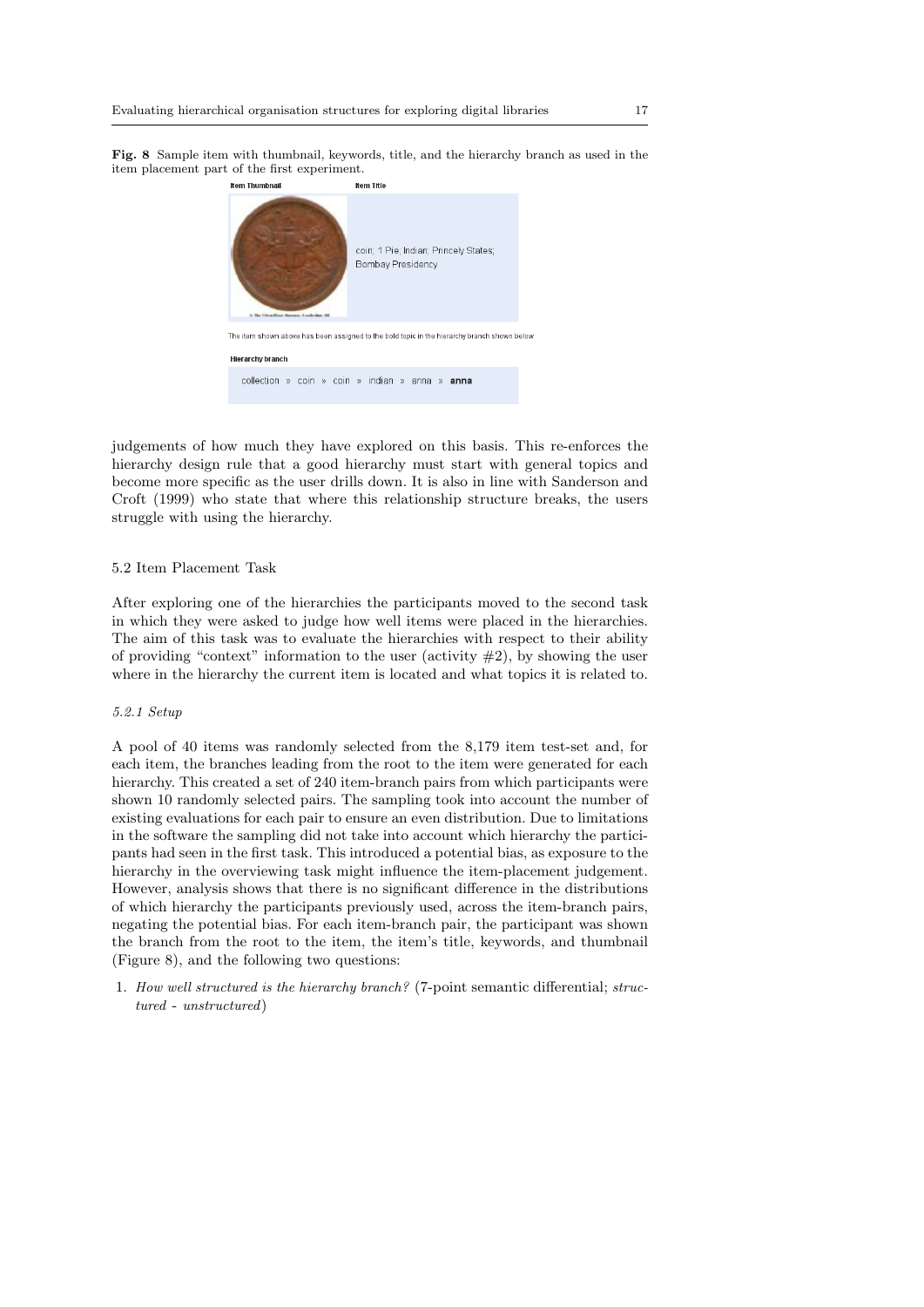**Fig. 8** Sample item with thumbnail, keywords, title, and the hierarchy branch as used in the item placement part of the first experiment.

**Item Thumbnail** **Item Title**

coin; 1 Pie; Indian; Princely States; Bombay Presidency

The item shown above has been assigned to the bold topic in the hierarchy branch shown below

**Hierarchy branch**

collection » coin » coin » indian » anna » **anna**

judgements of how much they have explored on this basis. This re-enforces the hierarchy design rule that a good hierarchy must start with general topics and become more specific as the user drills down. It is also in line with Sanderson and Croft (1999) who state that where this relationship structure breaks, the users struggle with using the hierarchy.

## 5.2 Item Placement Task

After exploring one of the hierarchies the participants moved to the second task in which they were asked to judge how well items were placed in the hierarchies. The aim of this task was to evaluate the hierarchies with respect to their ability of providing "context" information to the user (activity #2), by showing the user where in the hierarchy the current item is located and what topics it is related to.

### *5.2.1 Setup*

A pool of 40 items was randomly selected from the 8,179 item test-set and, for each item, the branches leading from the root to the item were generated for each hierarchy. This created a set of 240 item-branch pairs from which participants were shown 10 randomly selected pairs. The sampling took into account the number of existing evaluations for each pair to ensure an even distribution. Due to limitations in the software the sampling did not take into account which hierarchy the participants had seen in the first task. This introduced a potential bias, as exposure to the hierarchy in the overviewing task might influence the item-placement judgement. However, analysis shows that there is no significant difference in the distributions of which hierarchy the participants previously used, across the item-branch pairs, negating the potential bias. For each item-branch pair, the participant was shown the branch from the root to the item, the item's title, keywords, and thumbnail (Figure 8), and the following two questions:

1. *How well structured is the hierarchy branch?* (7-point semantic differential; *structured - unstructured*)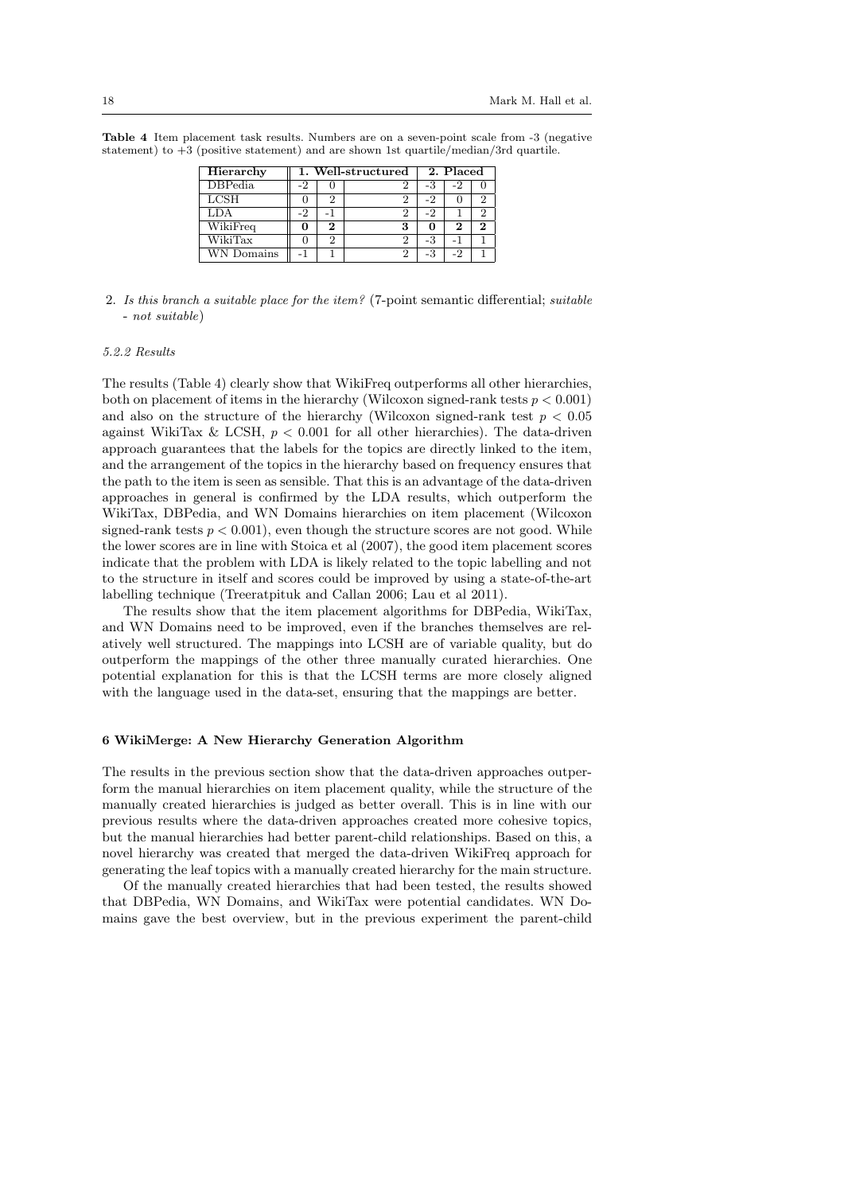**Table 4** Item placement task results. Numbers are on a seven-point scale from -3 (negative statement) to +3 (positive statement) and are shown 1st quartile/median/3rd quartile.

| Hierarchy | 1. Well-structured | | | 2. Placed | | |
|---|---|---|---|---|---|---|
| DBPedia | -2 | 0 | 2 | -3 | -2 | 0 |
| LCSH | 0 | 2 | 2 | -2 | 0 | 2 |
| LDA | -2 | -1 | 2 | -2 | 1 | 2 |
| WikiFreq | **0** | **2** | **3** | **0** | **2** | **2** |
| WikiTax | 0 | 2 | 2 | -3 | -1 | 1 |
| WN Domains | -1 | 1 | 2 | -3 | -2 | 1 |

2. *Is this branch a suitable place for the item?* (7-point semantic differential; *suitable - not suitable*)

#### *5.2.2 Results*

The results (Table 4) clearly show that WikiFreq outperforms all other hierarchies, both on placement of items in the hierarchy (Wilcoxon signed-rank tests $p < 0.001$) and also on the structure of the hierarchy (Wilcoxon signed-rank test $p < 0.05$ against WikiTax & LCSH, $p < 0.001$ for all other hierarchies). The data-driven approach guarantees that the labels for the topics are directly linked to the item, and the arrangement of the topics in the hierarchy based on frequency ensures that the path to the item is seen as sensible. That this is an advantage of the data-driven approaches in general is confirmed by the LDA results, which outperform the WikiTax, DBPedia, and WN Domains hierarchies on item placement (Wilcoxon signed-rank tests $p < 0.001$), even though the structure scores are not good. While the lower scores are in line with Stoica et al (2007), the good item placement scores indicate that the problem with LDA is likely related to the topic labelling and not to the structure in itself and scores could be improved by using a state-of-the-art labelling technique (Treeratpituk and Callan 2006; Lau et al 2011).

The results show that the item placement algorithms for DBPedia, WikiTax, and WN Domains need to be improved, even if the branches themselves are relatively well structured. The mappings into LCSH are of variable quality, but do outperform the mappings of the other three manually curated hierarchies. One potential explanation for this is that the LCSH terms are more closely aligned with the language used in the data-set, ensuring that the mappings are better.

## 6 WikiMerge: A New Hierarchy Generation Algorithm

The results in the previous section show that the data-driven approaches outperform the manual hierarchies on item placement quality, while the structure of the manually created hierarchies is judged as better overall. This is in line with our previous results where the data-driven approaches created more cohesive topics, but the manual hierarchies had better parent-child relationships. Based on this, a novel hierarchy was created that merged the data-driven WikiFreq approach for generating the leaf topics with a manually created hierarchy for the main structure.

Of the manually created hierarchies that had been tested, the results showed that DBPedia, WN Domains, and WikiTax were potential candidates. WN Domains gave the best overview, but in the previous experiment the parent-child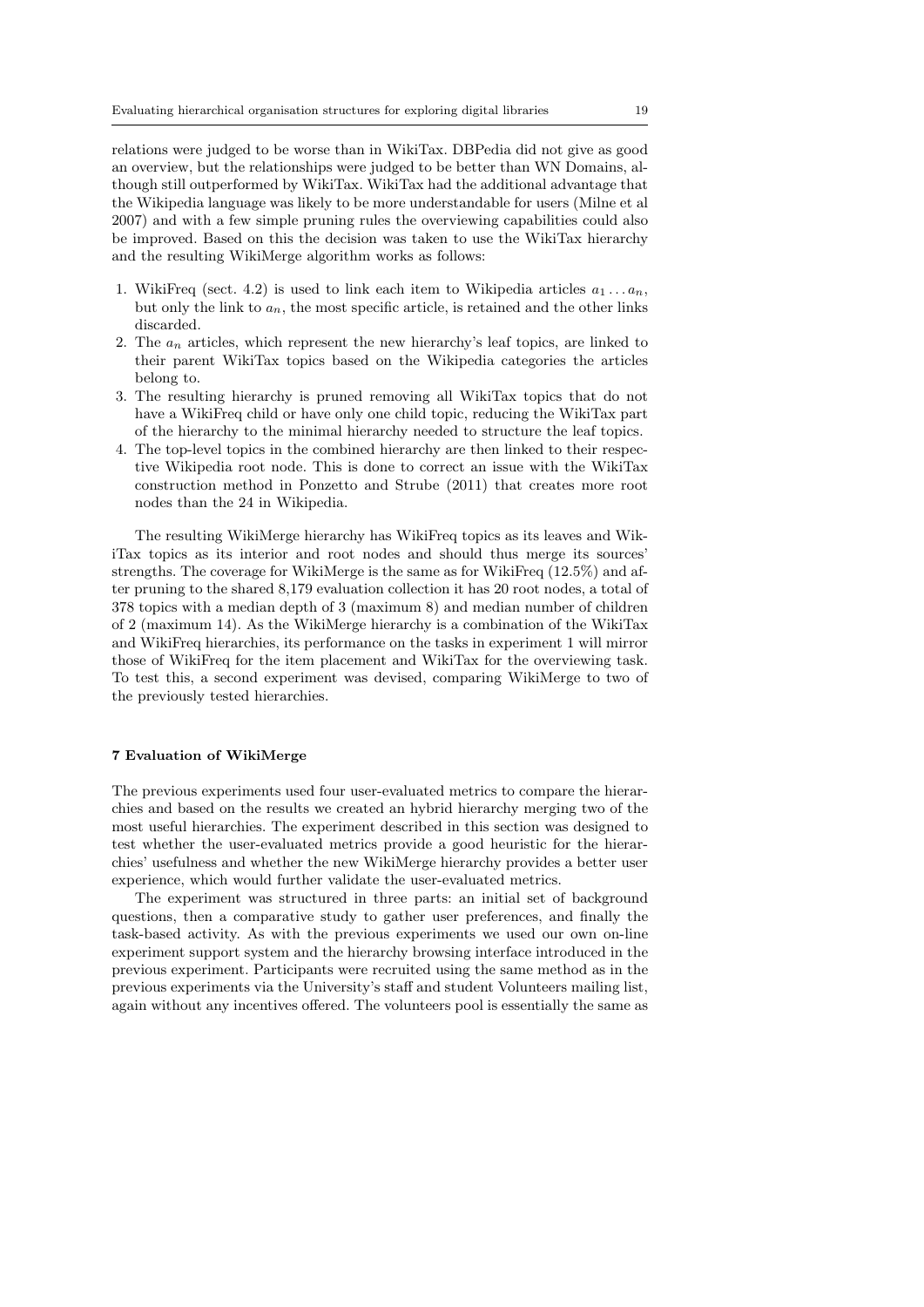relations were judged to be worse than in WikiTax. DBPedia did not give as good an overview, but the relationships were judged to be better than WN Domains, although still outperformed by WikiTax. WikiTax had the additional advantage that the Wikipedia language was likely to be more understandable for users (Milne et al 2007) and with a few simple pruning rules the overviewing capabilities could also be improved. Based on this the decision was taken to use the WikiTax hierarchy and the resulting WikiMerge algorithm works as follows:

1. WikiFreq (sect. 4.2) is used to link each item to Wikipedia articles $a_1 \ldots a_n$, but only the link to $a_n$, the most specific article, is retained and the other links discarded.
2. The $a_n$ articles, which represent the new hierarchy's leaf topics, are linked to their parent WikiTax topics based on the Wikipedia categories the articles belong to.
3. The resulting hierarchy is pruned removing all WikiTax topics that do not have a WikiFreq child or have only one child topic, reducing the WikiTax part of the hierarchy to the minimal hierarchy needed to structure the leaf topics.
4. The top-level topics in the combined hierarchy are then linked to their respective Wikipedia root node. This is done to correct an issue with the WikiTax construction method in Ponzetto and Strube (2011) that creates more root nodes than the 24 in Wikipedia.

The resulting WikiMerge hierarchy has WikiFreq topics as its leaves and WikiTax topics as its interior and root nodes and should thus merge its sources' strengths. The coverage for WikiMerge is the same as for WikiFreq (12.5%) and after pruning to the shared 8,179 evaluation collection it has 20 root nodes, a total of 378 topics with a median depth of 3 (maximum 8) and median number of children of 2 (maximum 14). As the WikiMerge hierarchy is a combination of the WikiTax and WikiFreq hierarchies, its performance on the tasks in experiment 1 will mirror those of WikiFreq for the item placement and WikiTax for the overviewing task. To test this, a second experiment was devised, comparing WikiMerge to two of the previously tested hierarchies.

## 7 Evaluation of WikiMerge

The previous experiments used four user-evaluated metrics to compare the hierarchies and based on the results we created an hybrid hierarchy merging two of the most useful hierarchies. The experiment described in this section was designed to test whether the user-evaluated metrics provide a good heuristic for the hierarchies' usefulness and whether the new WikiMerge hierarchy provides a better user experience, which would further validate the user-evaluated metrics.

The experiment was structured in three parts: an initial set of background questions, then a comparative study to gather user preferences, and finally the task-based activity. As with the previous experiments we used our own on-line experiment support system and the hierarchy browsing interface introduced in the previous experiment. Participants were recruited using the same method as in the previous experiments via the University's staff and student Volunteers mailing list, again without any incentives offered. The volunteers pool is essentially the same as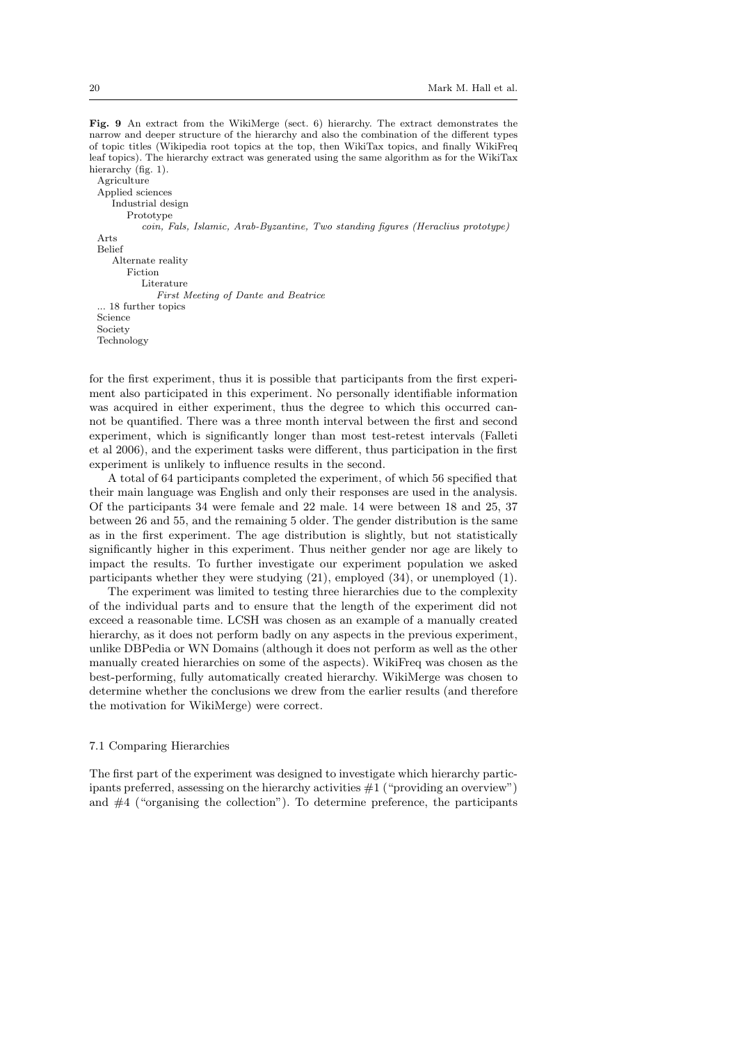**Fig. 9** An extract from the WikiMerge (sect. 6) hierarchy. The extract demonstrates the narrow and deeper structure of the hierarchy and also the combination of the different types of topic titles (Wikipedia root topics at the top, then WikiTax topics, and finally WikiFreq leaf topics). The hierarchy extract was generated using the same algorithm as for the WikiTax hierarchy (fig. 1).

- Agriculture
- Applied sciences
  - Industrial design
    - Prototype
      - *coin, Fals, Islamic, Arab-Byzantine, Two standing figures (Heraclius prototype)*
- Arts
- Belief
  - Alternate reality
    - Fiction
      - Literature
        - *First Meeting of Dante and Beatrice*
- ... 18 further topics
- Science
- Society
- Technology

for the first experiment, thus it is possible that participants from the first experiment also participated in this experiment. No personally identifiable information was acquired in either experiment, thus the degree to which this occurred cannot be quantified. There was a three month interval between the first and second experiment, which is significantly longer than most test-retest intervals (Falleti et al 2006), and the experiment tasks were different, thus participation in the first experiment is unlikely to influence results in the second.

A total of 64 participants completed the experiment, of which 56 specified that their main language was English and only their responses are used in the analysis. Of the participants 34 were female and 22 male. 14 were between 18 and 25, 37 between 26 and 55, and the remaining 5 older. The gender distribution is the same as in the first experiment. The age distribution is slightly, but not statistically significantly higher in this experiment. Thus neither gender nor age are likely to impact the results. To further investigate our experiment population we asked participants whether they were studying (21), employed (34), or unemployed (1).

The experiment was limited to testing three hierarchies due to the complexity of the individual parts and to ensure that the length of the experiment did not exceed a reasonable time. LCSH was chosen as an example of a manually created hierarchy, as it does not perform badly on any aspects in the previous experiment, unlike DBPedia or WN Domains (although it does not perform as well as the other manually created hierarchies on some of the aspects). WikiFreq was chosen as the best-performing, fully automatically created hierarchy. WikiMerge was chosen to determine whether the conclusions we drew from the earlier results (and therefore the motivation for WikiMerge) were correct.

### 7.1 Comparing Hierarchies

The first part of the experiment was designed to investigate which hierarchy participants preferred, assessing on the hierarchy activities #1 ("providing an overview") and #4 ("organising the collection"). To determine preference, the participants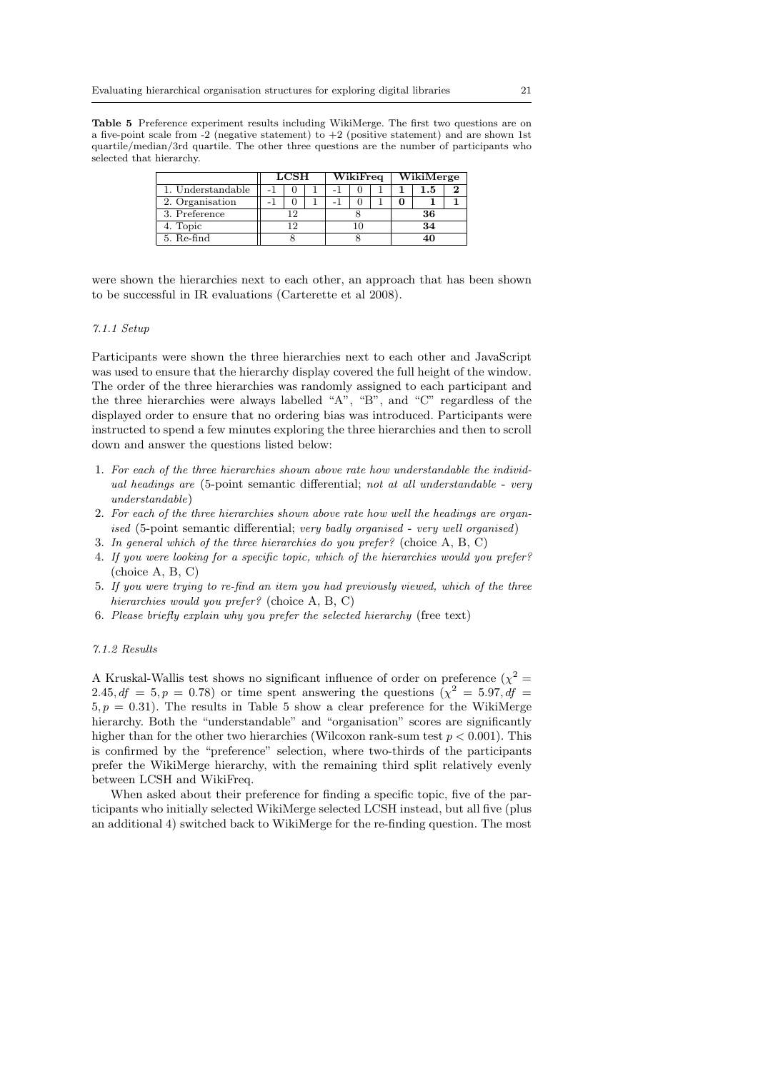**Table 5** Preference experiment results including WikiMerge. The first two questions are on a five-point scale from -2 (negative statement) to +2 (positive statement) and are shown 1st quartile/median/3rd quartile. The other three questions are the number of participants who selected that hierarchy.

| | **LCSH** | | | **WikiFreq** | | | **WikiMerge** | | |
|---|---|---|---|---|---|---|---|---|---|
| 1. Understandable | -1 | 0 | 1 | -1 | 0 | 1 | **1** | **1.5** | **2** |
| 2. Organisation | -1 | 0 | 1 | -1 | 0 | 1 | **0** | **1** | **1** |
| 3. Preference | 12 | | | 8 | | | **36** | | |
| 4. Topic | 12 | | | 10 | | | **34** | | |
| 5. Re-find | 8 | | | 8 | | | **40** | | |

were shown the hierarchies next to each other, an approach that has been shown to be successful in IR evaluations (Carterette et al 2008).

#### *7.1.1 Setup*

Participants were shown the three hierarchies next to each other and JavaScript was used to ensure that the hierarchy display covered the full height of the window. The order of the three hierarchies was randomly assigned to each participant and the three hierarchies were always labelled "A", "B", and "C" regardless of the displayed order to ensure that no ordering bias was introduced. Participants were instructed to spend a few minutes exploring the three hierarchies and then to scroll down and answer the questions listed below:

1. *For each of the three hierarchies shown above rate how understandable the individual headings are* (5-point semantic differential; *not at all understandable* - *very understandable*)
2. *For each of the three hierarchies shown above rate how well the headings are organised* (5-point semantic differential; *very badly organised* - *very well organised*)
3. *In general which of the three hierarchies do you prefer?* (choice A, B, C)
4. *If you were looking for a specific topic, which of the hierarchies would you prefer?* (choice A, B, C)
5. *If you were trying to re-find an item you had previously viewed, which of the three hierarchies would you prefer?* (choice A, B, C)
6. *Please briefly explain why you prefer the selected hierarchy* (free text)

#### *7.1.2 Results*

A Kruskal-Wallis test shows no significant influence of order on preference ($\chi^2 = 2.45, df = 5, p = 0.78$) or time spent answering the questions ($\chi^2 = 5.97, df = 5, p = 0.31$). The results in Table 5 show a clear preference for the WikiMerge hierarchy. Both the "understandable" and "organisation" scores are significantly higher than for the other two hierarchies (Wilcoxon rank-sum test $p < 0.001$). This is confirmed by the "preference" selection, where two-thirds of the participants prefer the WikiMerge hierarchy, with the remaining third split relatively evenly between LCSH and WikiFreq.

When asked about their preference for finding a specific topic, five of the participants who initially selected WikiMerge selected LCSH instead, but all five (plus an additional 4) switched back to WikiMerge for the re-finding question. The most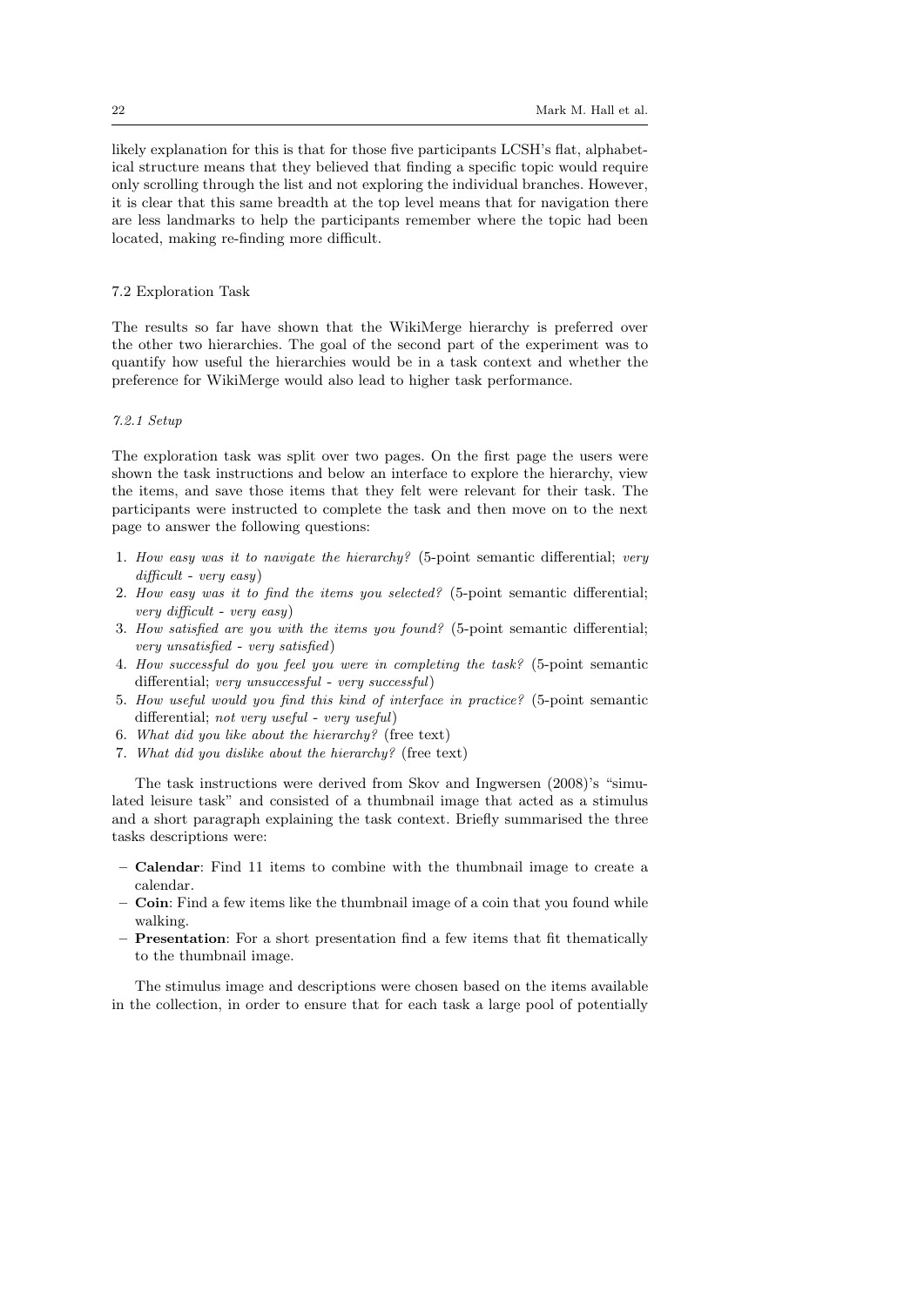likely explanation for this is that for those five participants LCSH's flat, alphabetical structure means that they believed that finding a specific topic would require only scrolling through the list and not exploring the individual branches. However, it is clear that this same breadth at the top level means that for navigation there are less landmarks to help the participants remember where the topic had been located, making re-finding more difficult.

## 7.2 Exploration Task

The results so far have shown that the WikiMerge hierarchy is preferred over the other two hierarchies. The goal of the second part of the experiment was to quantify how useful the hierarchies would be in a task context and whether the preference for WikiMerge would also lead to higher task performance.

### *7.2.1 Setup*

The exploration task was split over two pages. On the first page the users were shown the task instructions and below an interface to explore the hierarchy, view the items, and save those items that they felt were relevant for their task. The participants were instructed to complete the task and then move on to the next page to answer the following questions:

1. *How easy was it to navigate the hierarchy?* (5-point semantic differential; *very difficult - very easy*)
2. *How easy was it to find the items you selected?* (5-point semantic differential; *very difficult - very easy*)
3. *How satisfied are you with the items you found?* (5-point semantic differential; *very unsatisfied - very satisfied*)
4. *How successful do you feel you were in completing the task?* (5-point semantic differential; *very unsuccessful - very successful*)
5. *How useful would you find this kind of interface in practice?* (5-point semantic differential; *not very useful - very useful*)
6. *What did you like about the hierarchy?* (free text)
7. *What did you dislike about the hierarchy?* (free text)

The task instructions were derived from Skov and Ingwersen (2008)'s "simulated leisure task" and consisted of a thumbnail image that acted as a stimulus and a short paragraph explaining the task context. Briefly summarised the three tasks descriptions were:

- **Calendar**: Find 11 items to combine with the thumbnail image to create a calendar.
- **Coin**: Find a few items like the thumbnail image of a coin that you found while walking.
- **Presentation**: For a short presentation find a few items that fit thematically to the thumbnail image.

The stimulus image and descriptions were chosen based on the items available in the collection, in order to ensure that for each task a large pool of potentially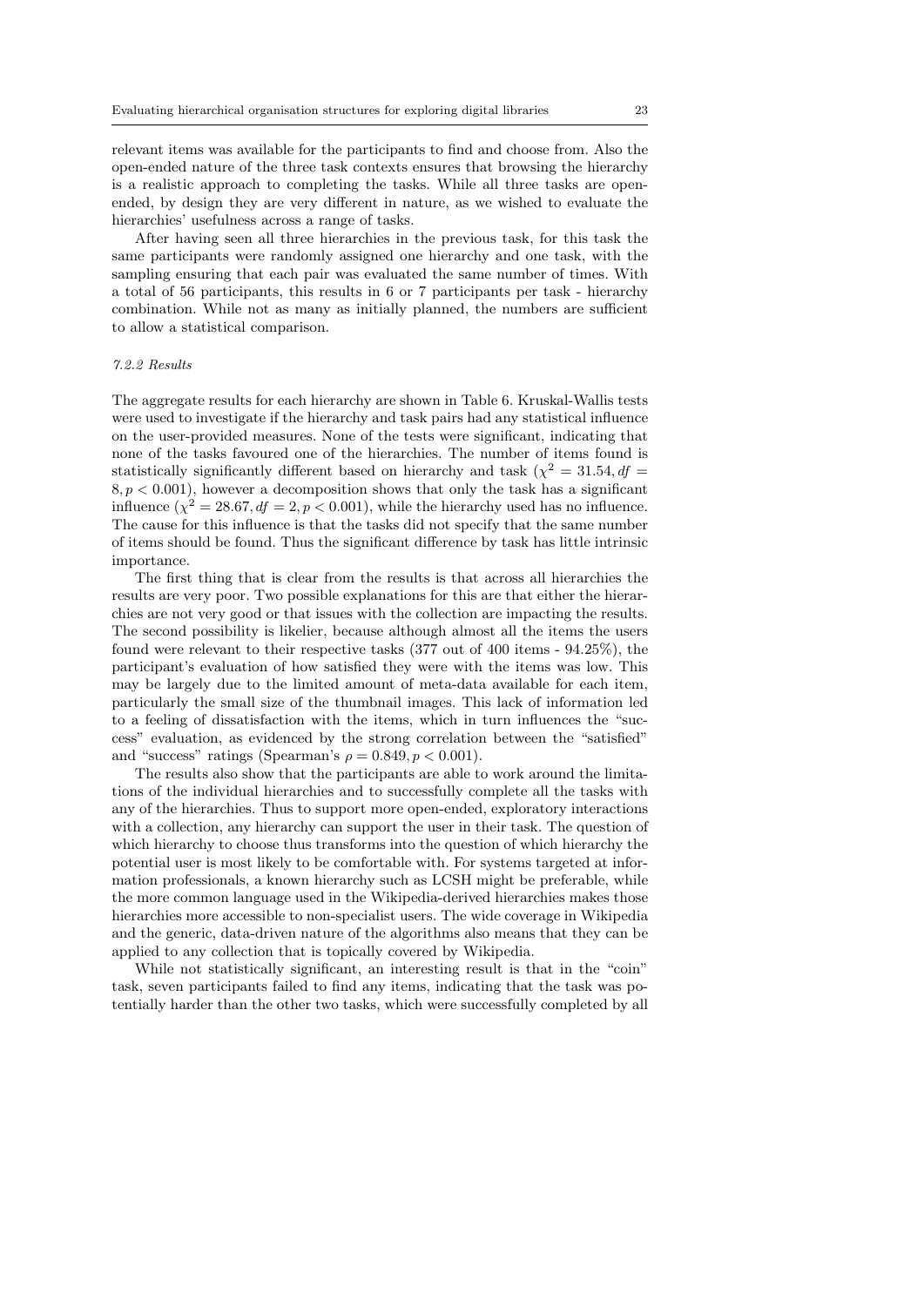relevant items was available for the participants to find and choose from. Also the open-ended nature of the three task contexts ensures that browsing the hierarchy is a realistic approach to completing the tasks. While all three tasks are open-ended, by design they are very different in nature, as we wished to evaluate the hierarchies' usefulness across a range of tasks.

After having seen all three hierarchies in the previous task, for this task the same participants were randomly assigned one hierarchy and one task, with the sampling ensuring that each pair was evaluated the same number of times. With a total of 56 participants, this results in 6 or 7 participants per task - hierarchy combination. While not as many as initially planned, the numbers are sufficient to allow a statistical comparison.

#### *7.2.2 Results*

The aggregate results for each hierarchy are shown in Table 6. Kruskal-Wallis tests were used to investigate if the hierarchy and task pairs had any statistical influence on the user-provided measures. None of the tests were significant, indicating that none of the tasks favoured one of the hierarchies. The number of items found is statistically significantly different based on hierarchy and task ($\chi^2 = 31.54, df = 8, p < 0.001$), however a decomposition shows that only the task has a significant influence ($\chi^2 = 28.67, df = 2, p < 0.001$), while the hierarchy used has no influence. The cause for this influence is that the tasks did not specify that the same number of items should be found. Thus the significant difference by task has little intrinsic importance.

The first thing that is clear from the results is that across all hierarchies the results are very poor. Two possible explanations for this are that either the hierarchies are not very good or that issues with the collection are impacting the results. The second possibility is likelier, because although almost all the items the users found were relevant to their respective tasks (377 out of 400 items - 94.25%), the participant's evaluation of how satisfied they were with the items was low. This may be largely due to the limited amount of meta-data available for each item, particularly the small size of the thumbnail images. This lack of information led to a feeling of dissatisfaction with the items, which in turn influences the "success" evaluation, as evidenced by the strong correlation between the "satisfied" and "success" ratings (Spearman's $\rho = 0.849, p < 0.001$).

The results also show that the participants are able to work around the limitations of the individual hierarchies and to successfully complete all the tasks with any of the hierarchies. Thus to support more open-ended, exploratory interactions with a collection, any hierarchy can support the user in their task. The question of which hierarchy to choose thus transforms into the question of which hierarchy the potential user is most likely to be comfortable with. For systems targeted at information professionals, a known hierarchy such as LCSH might be preferable, while the more common language used in the Wikipedia-derived hierarchies makes those hierarchies more accessible to non-specialist users. The wide coverage in Wikipedia and the generic, data-driven nature of the algorithms also means that they can be applied to any collection that is topically covered by Wikipedia.

While not statistically significant, an interesting result is that in the "coin" task, seven participants failed to find any items, indicating that the task was potentially harder than the other two tasks, which were successfully completed by all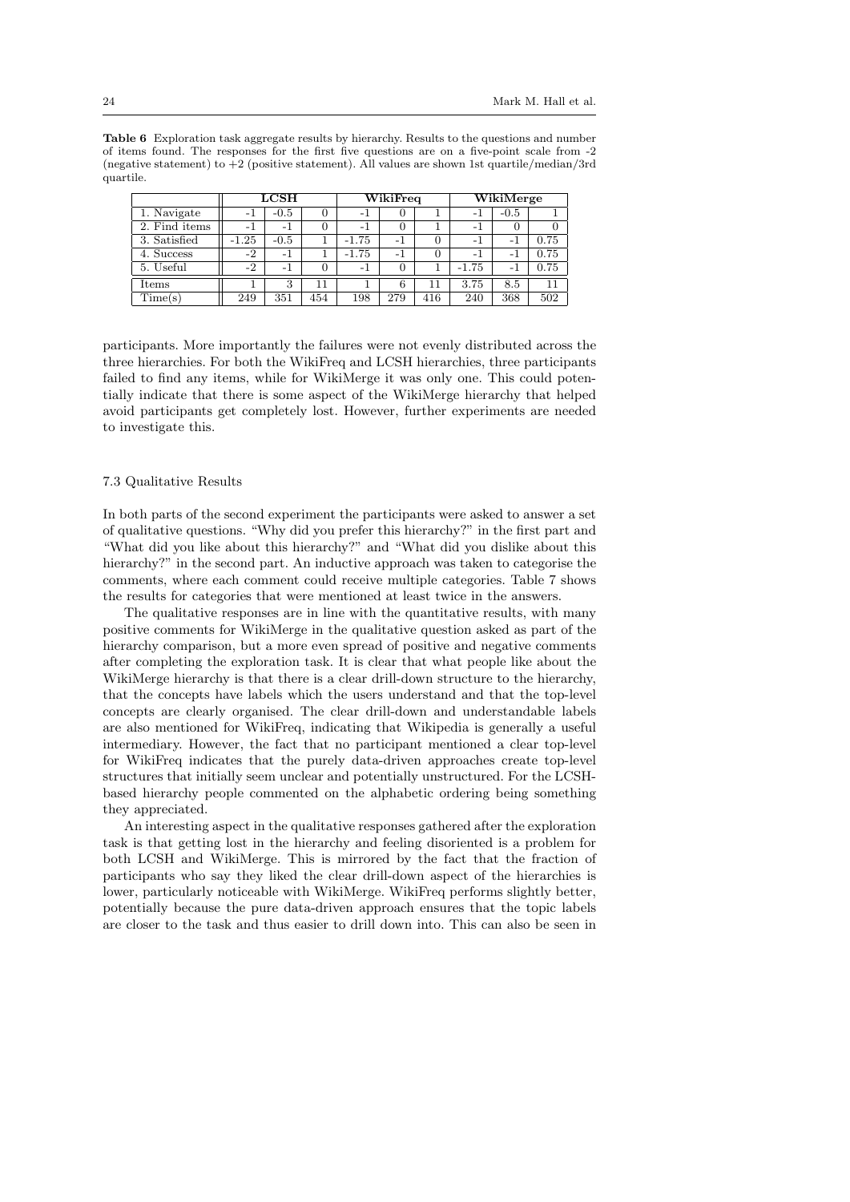**Table 6** Exploration task aggregate results by hierarchy. Results to the questions and number of items found. The responses for the first five questions are on a five-point scale from -2 (negative statement) to +2 (positive statement). All values are shown 1st quartile/median/3rd quartile.

| | **LCSH** | | | **WikiFreq** | | | **WikiMerge** | | |
|---|---|---|---|---|---|---|---|---|---|
| 1. Navigate | -1 | -0.5 | 0 | -1 | 0 | 1 | -1 | -0.5 | 1 |
| 2. Find items | -1 | -1 | 0 | -1 | 0 | 1 | -1 | 0 | 0 |
| 3. Satisfied | -1.25 | -0.5 | 1 | -1.75 | -1 | 0 | -1 | -1 | 0.75 |
| 4. Success | -2 | -1 | 1 | -1.75 | -1 | 0 | -1 | -1 | 0.75 |
| 5. Useful | -2 | -1 | 0 | -1 | 0 | 1 | -1.75 | -1 | 0.75 |
| Items | 1 | 3 | 11 | 1 | 6 | 11 | 3.75 | 8.5 | 11 |
| Time(s) | 249 | 351 | 454 | 198 | 279 | 416 | 240 | 368 | 502 |

participants. More importantly the failures were not evenly distributed across the three hierarchies. For both the WikiFreq and LCSH hierarchies, three participants failed to find any items, while for WikiMerge it was only one. This could potentially indicate that there is some aspect of the WikiMerge hierarchy that helped avoid participants get completely lost. However, further experiments are needed to investigate this.

### 7.3 Qualitative Results

In both parts of the second experiment the participants were asked to answer a set of qualitative questions. "Why did you prefer this hierarchy?" in the first part and "What did you like about this hierarchy?" and "What did you dislike about this hierarchy?" in the second part. An inductive approach was taken to categorise the comments, where each comment could receive multiple categories. Table 7 shows the results for categories that were mentioned at least twice in the answers.

The qualitative responses are in line with the quantitative results, with many positive comments for WikiMerge in the qualitative question asked as part of the hierarchy comparison, but a more even spread of positive and negative comments after completing the exploration task. It is clear that what people like about the WikiMerge hierarchy is that there is a clear drill-down structure to the hierarchy, that the concepts have labels which the users understand and that the top-level concepts are clearly organised. The clear drill-down and understandable labels are also mentioned for WikiFreq, indicating that Wikipedia is generally a useful intermediary. However, the fact that no participant mentioned a clear top-level for WikiFreq indicates that the purely data-driven approaches create top-level structures that initially seem unclear and potentially unstructured. For the LCSH-based hierarchy people commented on the alphabetic ordering being something they appreciated.

An interesting aspect in the qualitative responses gathered after the exploration task is that getting lost in the hierarchy and feeling disoriented is a problem for both LCSH and WikiMerge. This is mirrored by the fact that the fraction of participants who say they liked the clear drill-down aspect of the hierarchies is lower, particularly noticeable with WikiMerge. WikiFreq performs slightly better, potentially because the pure data-driven approach ensures that the topic labels are closer to the task and thus easier to drill down into. This can also be seen in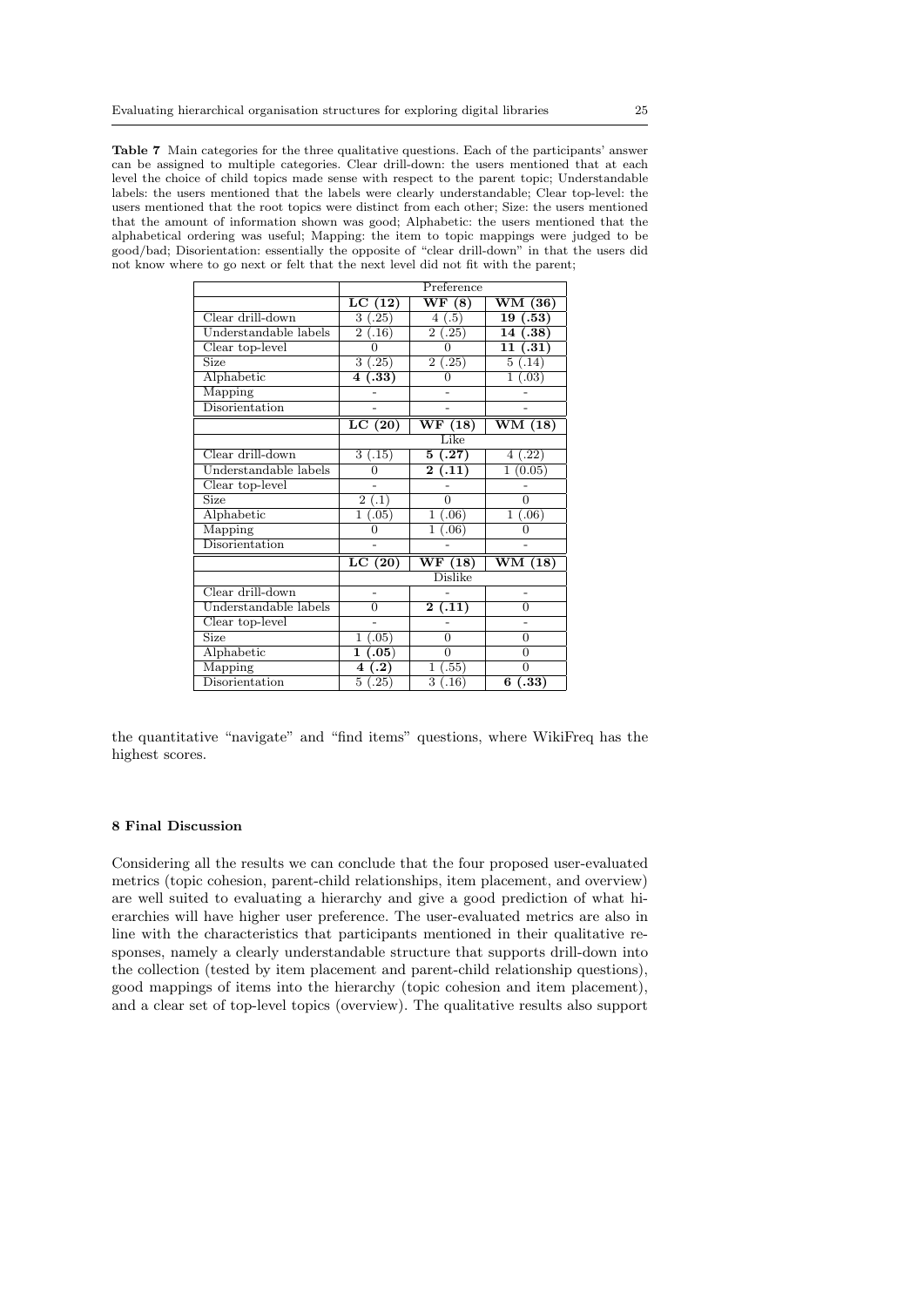**Table 7** Main categories for the three qualitative questions. Each of the participants' answer can be assigned to multiple categories. Clear drill-down: the users mentioned that at each level the choice of child topics made sense with respect to the parent topic; Understandable labels: the users mentioned that the labels were clearly understandable; Clear top-level: the users mentioned that the root topics were distinct from each other; Size: the users mentioned that the amount of information shown was good; Alphabetic: the users mentioned that the alphabetical ordering was useful; Mapping: the item to topic mappings were judged to be good/bad; Disorientation: essentially the opposite of "clear drill-down" in that the users did not know where to go next or felt that the next level did not fit with the parent;

| | Preference | | |
|---|---|---|---|
| | **LC (12)** | **WF (8)** | **WM (36)** |
| Clear drill-down | 3 (.25) | 4 (.5) | **19 (.53)** |
| Understandable labels | 2 (.16) | 2 (.25) | **14 (.38)** |
| Clear top-level | 0 | 0 | **11 (.31)** |
| Size | 3 (.25) | 2 (.25) | 5 (.14) |
| Alphabetic | **4 (.33)** | 0 | 1 (.03) |
| Mapping | - | - | - |
| Disorientation | - | - | - |
| | **LC (20)** | **WF (18)** | **WM (18)** |
| | Like | | |
| Clear drill-down | 3 (.15) | **5 (.27)** | 4 (.22) |
| Understandable labels | 0 | **2 (.11)** | 1 (0.05) |
| Clear top-level | - | - | - |
| Size | 2 (.1) | 0 | 0 |
| Alphabetic | 1 (.05) | 1 (.06) | 1 (.06) |
| Mapping | 0 | 1 (.06) | 0 |
| Disorientation | - | - | - |
| | **LC (20)** | **WF (18)** | **WM (18)** |
| | Dislike | | |
| Clear drill-down | - | - | - |
| Understandable labels | 0 | **2 (.11)** | 0 |
| Clear top-level | - | - | - |
| Size | 1 (.05) | 0 | 0 |
| Alphabetic | **1 (.05)** | 0 | 0 |
| Mapping | **4 (.2)** | 1 (.55) | 0 |
| Disorientation | 5 (.25) | 3 (.16) | **6 (.33)** |

the quantitative "navigate" and "find items" questions, where WikiFreq has the highest scores.

## 8 Final Discussion

Considering all the results we can conclude that the four proposed user-evaluated metrics (topic cohesion, parent-child relationships, item placement, and overview) are well suited to evaluating a hierarchy and give a good prediction of what hierarchies will have higher user preference. The user-evaluated metrics are also in line with the characteristics that participants mentioned in their qualitative responses, namely a clearly understandable structure that supports drill-down into the collection (tested by item placement and parent-child relationship questions), good mappings of items into the hierarchy (topic cohesion and item placement), and a clear set of top-level topics (overview). The qualitative results also support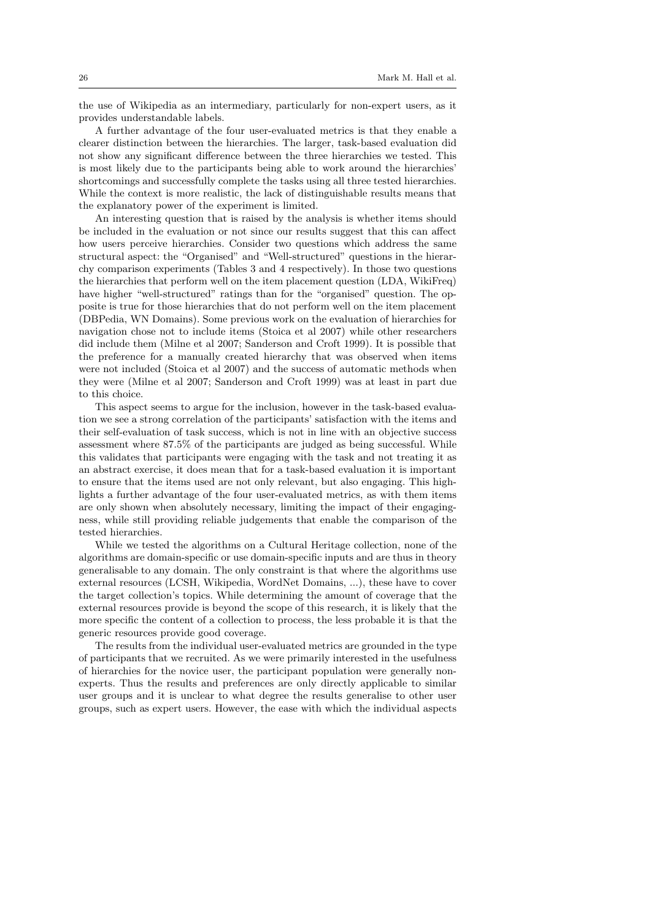the use of Wikipedia as an intermediary, particularly for non-expert users, as it provides understandable labels.

A further advantage of the four user-evaluated metrics is that they enable a clearer distinction between the hierarchies. The larger, task-based evaluation did not show any significant difference between the three hierarchies we tested. This is most likely due to the participants being able to work around the hierarchies' shortcomings and successfully complete the tasks using all three tested hierarchies. While the context is more realistic, the lack of distinguishable results means that the explanatory power of the experiment is limited.

An interesting question that is raised by the analysis is whether items should be included in the evaluation or not since our results suggest that this can affect how users perceive hierarchies. Consider two questions which address the same structural aspect: the "Organised" and "Well-structured" questions in the hierarchy comparison experiments (Tables 3 and 4 respectively). In those two questions the hierarchies that perform well on the item placement question (LDA, WikiFreq) have higher "well-structured" ratings than for the "organised" question. The opposite is true for those hierarchies that do not perform well on the item placement (DBPedia, WN Domains). Some previous work on the evaluation of hierarchies for navigation chose not to include items (Stoica et al 2007) while other researchers did include them (Milne et al 2007; Sanderson and Croft 1999). It is possible that the preference for a manually created hierarchy that was observed when items were not included (Stoica et al 2007) and the success of automatic methods when they were (Milne et al 2007; Sanderson and Croft 1999) was at least in part due to this choice.

This aspect seems to argue for the inclusion, however in the task-based evaluation we see a strong correlation of the participants' satisfaction with the items and their self-evaluation of task success, which is not in line with an objective success assessment where 87.5% of the participants are judged as being successful. While this validates that participants were engaging with the task and not treating it as an abstract exercise, it does mean that for a task-based evaluation it is important to ensure that the items used are not only relevant, but also engaging. This highlights a further advantage of the four user-evaluated metrics, as with them items are only shown when absolutely necessary, limiting the impact of their engagingness, while still providing reliable judgements that enable the comparison of the tested hierarchies.

While we tested the algorithms on a Cultural Heritage collection, none of the algorithms are domain-specific or use domain-specific inputs and are thus in theory generalisable to any domain. The only constraint is that where the algorithms use external resources (LCSH, Wikipedia, WordNet Domains, ...), these have to cover the target collection's topics. While determining the amount of coverage that the external resources provide is beyond the scope of this research, it is likely that the more specific the content of a collection to process, the less probable it is that the generic resources provide good coverage.

The results from the individual user-evaluated metrics are grounded in the type of participants that we recruited. As we were primarily interested in the usefulness of hierarchies for the novice user, the participant population were generally non-experts. Thus the results and preferences are only directly applicable to similar user groups and it is unclear to what degree the results generalise to other user groups, such as expert users. However, the ease with which the individual aspects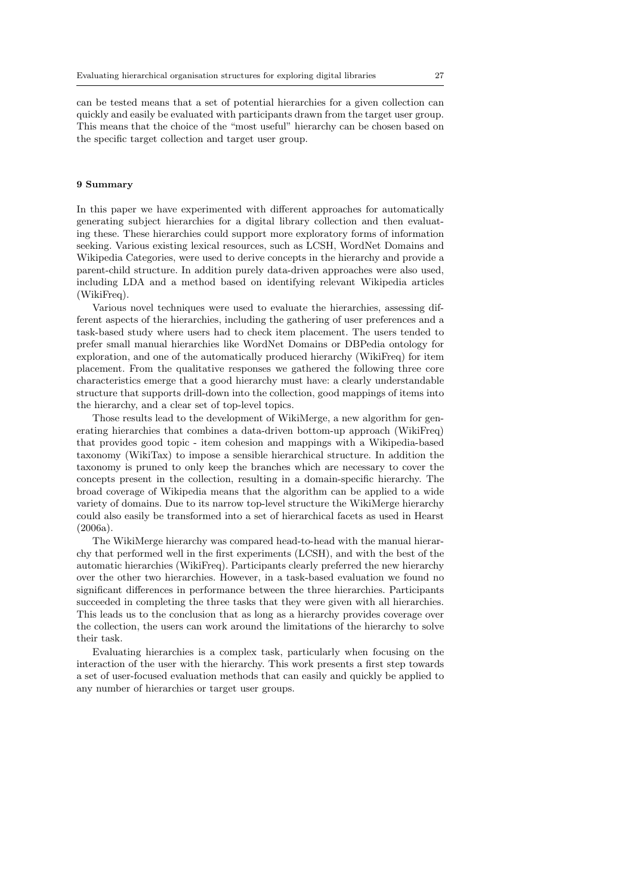can be tested means that a set of potential hierarchies for a given collection can quickly and easily be evaluated with participants drawn from the target user group. This means that the choice of the "most useful" hierarchy can be chosen based on the specific target collection and target user group.

## 9 Summary

In this paper we have experimented with different approaches for automatically generating subject hierarchies for a digital library collection and then evaluating these. These hierarchies could support more exploratory forms of information seeking. Various existing lexical resources, such as LCSH, WordNet Domains and Wikipedia Categories, were used to derive concepts in the hierarchy and provide a parent-child structure. In addition purely data-driven approaches were also used, including LDA and a method based on identifying relevant Wikipedia articles (WikiFreq).

Various novel techniques were used to evaluate the hierarchies, assessing different aspects of the hierarchies, including the gathering of user preferences and a task-based study where users had to check item placement. The users tended to prefer small manual hierarchies like WordNet Domains or DBPedia ontology for exploration, and one of the automatically produced hierarchy (WikiFreq) for item placement. From the qualitative responses we gathered the following three core characteristics emerge that a good hierarchy must have: a clearly understandable structure that supports drill-down into the collection, good mappings of items into the hierarchy, and a clear set of top-level topics.

Those results lead to the development of WikiMerge, a new algorithm for generating hierarchies that combines a data-driven bottom-up approach (WikiFreq) that provides good topic - item cohesion and mappings with a Wikipedia-based taxonomy (WikiTax) to impose a sensible hierarchical structure. In addition the taxonomy is pruned to only keep the branches which are necessary to cover the concepts present in the collection, resulting in a domain-specific hierarchy. The broad coverage of Wikipedia means that the algorithm can be applied to a wide variety of domains. Due to its narrow top-level structure the WikiMerge hierarchy could also easily be transformed into a set of hierarchical facets as used in Hearst (2006a).

The WikiMerge hierarchy was compared head-to-head with the manual hierarchy that performed well in the first experiments (LCSH), and with the best of the automatic hierarchies (WikiFreq). Participants clearly preferred the new hierarchy over the other two hierarchies. However, in a task-based evaluation we found no significant differences in performance between the three hierarchies. Participants succeeded in completing the three tasks that they were given with all hierarchies. This leads us to the conclusion that as long as a hierarchy provides coverage over the collection, the users can work around the limitations of the hierarchy to solve their task.

Evaluating hierarchies is a complex task, particularly when focusing on the interaction of the user with the hierarchy. This work presents a first step towards a set of user-focused evaluation methods that can easily and quickly be applied to any number of hierarchies or target user groups.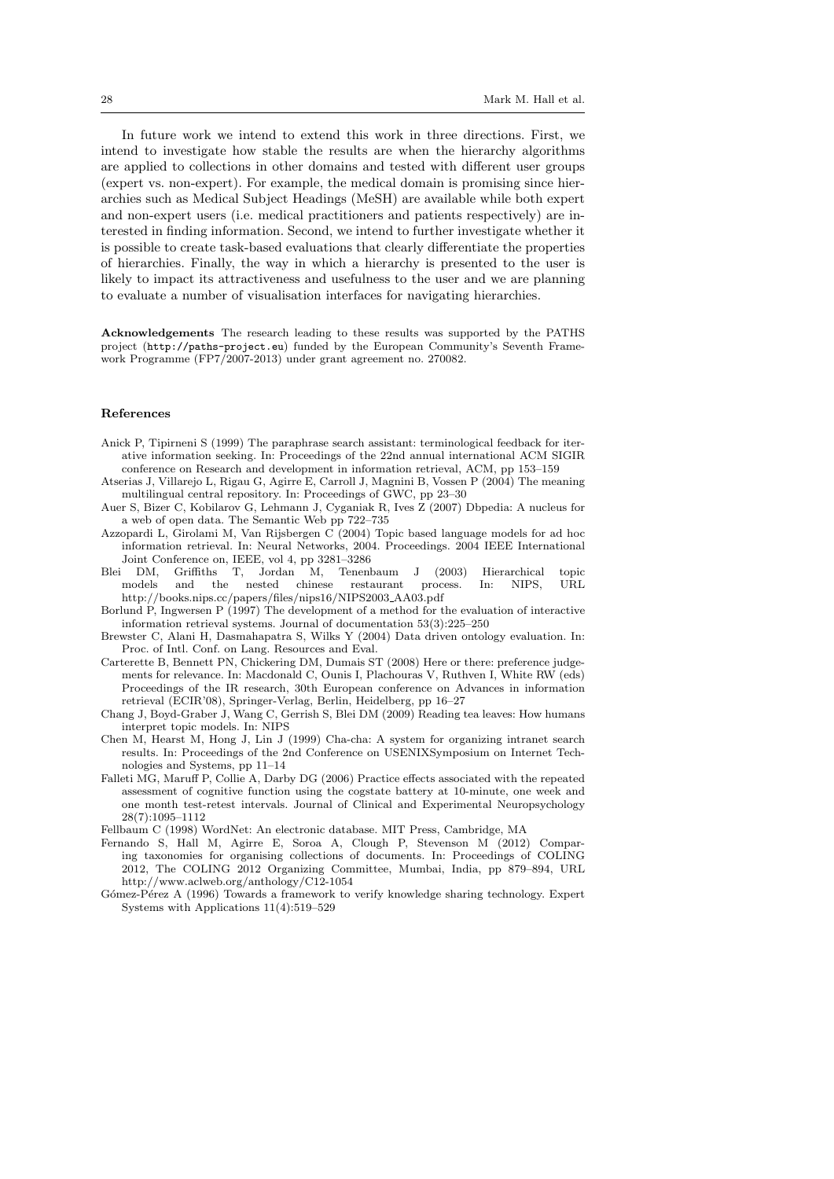In future work we intend to extend this work in three directions. First, we intend to investigate how stable the results are when the hierarchy algorithms are applied to collections in other domains and tested with different user groups (expert vs. non-expert). For example, the medical domain is promising since hierarchies such as Medical Subject Headings (MeSH) are available while both expert and non-expert users (i.e. medical practitioners and patients respectively) are interested in finding information. Second, we intend to further investigate whether it is possible to create task-based evaluations that clearly differentiate the properties of hierarchies. Finally, the way in which a hierarchy is presented to the user is likely to impact its attractiveness and usefulness to the user and we are planning to evaluate a number of visualisation interfaces for navigating hierarchies.

**Acknowledgements** The research leading to these results was supported by the PATHS project (http://paths-project.eu) funded by the European Community's Seventh Framework Programme (FP7/2007-2013) under grant agreement no. 270082.

## References

Anick P, Tipirneni S (1999) The paraphrase search assistant: terminological feedback for iterative information seeking. In: Proceedings of the 22nd annual international ACM SIGIR conference on Research and development in information retrieval, ACM, pp 153–159

Atserias J, Villarejo L, Rigau G, Agirre E, Carroll J, Magnini B, Vossen P (2004) The meaning multilingual central repository. In: Proceedings of GWC, pp 23–30

Auer S, Bizer C, Kobilarov G, Lehmann J, Cyganiak R, Ives Z (2007) Dbpedia: A nucleus for a web of open data. The Semantic Web pp 722–735

Azzopardi L, Girolami M, Van Rijsbergen C (2004) Topic based language models for ad hoc information retrieval. In: Neural Networks, 2004. Proceedings. 2004 IEEE International Joint Conference on, IEEE, vol 4, pp 3281–3286

Blei DM, Griffiths T, Jordan M, Tenenbaum J (2003) Hierarchical topic models and the nested chinese restaurant process. In: NIPS, URL http://books.nips.cc/papers/files/nips16/NIPS2003_AA03.pdf

Borlund P, Ingwersen P (1997) The development of a method for the evaluation of interactive information retrieval systems. Journal of documentation 53(3):225–250

Brewster C, Alani H, Dasmahapatra S, Wilks Y (2004) Data driven ontology evaluation. In: Proc. of Intl. Conf. on Lang. Resources and Eval.

Carterette B, Bennett PN, Chickering DM, Dumais ST (2008) Here or there: preference judgements for relevance. In: Macdonald C, Ounis I, Plachouras V, Ruthven I, White RW (eds) Proceedings of the IR research, 30th European conference on Advances in information retrieval (ECIR'08), Springer-Verlag, Berlin, Heidelberg, pp 16–27

Chang J, Boyd-Graber J, Wang C, Gerrish S, Blei DM (2009) Reading tea leaves: How humans interpret topic models. In: NIPS

Chen M, Hearst M, Hong J, Lin J (1999) Cha-cha: A system for organizing intranet search results. In: Proceedings of the 2nd Conference on USENIXSymposium on Internet Technologies and Systems, pp 11–14

Falleti MG, Maruff P, Collie A, Darby DG (2006) Practice effects associated with the repeated assessment of cognitive function using the cogstate battery at 10-minute, one week and one month test-retest intervals. Journal of Clinical and Experimental Neuropsychology 28(7):1095–1112

Fellbaum C (1998) WordNet: An electronic database. MIT Press, Cambridge, MA

Fernando S, Hall M, Agirre E, Soroa A, Clough P, Stevenson M (2012) Comparing taxonomies for organising collections of documents. In: Proceedings of COLING 2012, The COLING 2012 Organizing Committee, Mumbai, India, pp 879–894, URL http://www.aclweb.org/anthology/C12-1054

Gómez-Pérez A (1996) Towards a framework to verify knowledge sharing technology. Expert Systems with Applications 11(4):519–529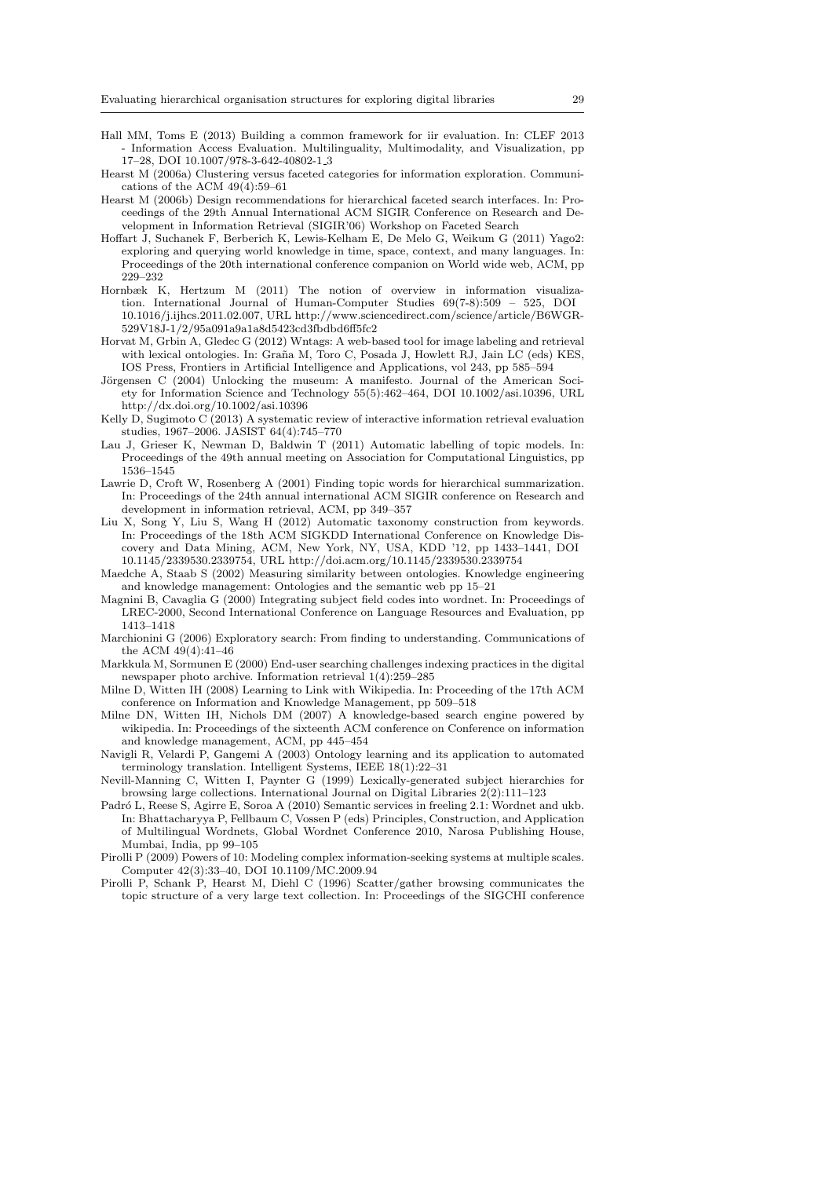Hall MM, Toms E (2013) Building a common framework for iir evaluation. In: CLEF 2013 - Information Access Evaluation. Multilinguality, Multimodality, and Visualization, pp 17–28, DOI 10.1007/978-3-642-40802-1_3

Hearst M (2006a) Clustering versus faceted categories for information exploration. Communications of the ACM 49(4):59–61

Hearst M (2006b) Design recommendations for hierarchical faceted search interfaces. In: Proceedings of the 29th Annual International ACM SIGIR Conference on Research and Development in Information Retrieval (SIGIR'06) Workshop on Faceted Search

Hoffart J, Suchanek F, Berberich K, Lewis-Kelham E, De Melo G, Weikum G (2011) Yago2: exploring and querying world knowledge in time, space, context, and many languages. In: Proceedings of the 20th international conference companion on World wide web, ACM, pp 229–232

Hornbæk K, Hertzum M (2011) The notion of overview in information visualization. International Journal of Human-Computer Studies 69(7-8):509 – 525, DOI 10.1016/j.ijhcs.2011.02.007, URL http://www.sciencedirect.com/science/article/B6WGR-529V18J-1/2/95a091a9a1a8d5423cd3fbdbd6ff5fc2

Horvat M, Grbin A, Gledec G (2012) Wntags: A web-based tool for image labeling and retrieval with lexical ontologies. In: Graña M, Toro C, Posada J, Howlett RJ, Jain LC (eds) KES, IOS Press, Frontiers in Artificial Intelligence and Applications, vol 243, pp 585–594

Jörgensen C (2004) Unlocking the museum: A manifesto. Journal of the American Society for Information Science and Technology 55(5):462–464, DOI 10.1002/asi.10396, URL http://dx.doi.org/10.1002/asi.10396

Kelly D, Sugimoto C (2013) A systematic review of interactive information retrieval evaluation studies, 1967–2006. JASIST 64(4):745–770

Lau J, Grieser K, Newman D, Baldwin T (2011) Automatic labelling of topic models. In: Proceedings of the 49th annual meeting on Association for Computational Linguistics, pp 1536–1545

Lawrie D, Croft W, Rosenberg A (2001) Finding topic words for hierarchical summarization. In: Proceedings of the 24th annual international ACM SIGIR conference on Research and development in information retrieval, ACM, pp 349–357

Liu X, Song Y, Liu S, Wang H (2012) Automatic taxonomy construction from keywords. In: Proceedings of the 18th ACM SIGKDD International Conference on Knowledge Discovery and Data Mining, ACM, New York, NY, USA, KDD '12, pp 1433–1441, DOI 10.1145/2339530.2339754, URL http://doi.acm.org/10.1145/2339530.2339754

Maedche A, Staab S (2002) Measuring similarity between ontologies. Knowledge engineering and knowledge management: Ontologies and the semantic web pp 15–21

Magnini B, Cavaglia G (2000) Integrating subject field codes into wordnet. In: Proceedings of LREC-2000, Second International Conference on Language Resources and Evaluation, pp 1413–1418

Marchionini G (2006) Exploratory search: From finding to understanding. Communications of the ACM 49(4):41–46

Markkula M, Sormunen E (2000) End-user searching challenges indexing practices in the digital newspaper photo archive. Information retrieval 1(4):259–285

Milne D, Witten IH (2008) Learning to Link with Wikipedia. In: Proceeding of the 17th ACM conference on Information and Knowledge Management, pp 509–518

Milne DN, Witten IH, Nichols DM (2007) A knowledge-based search engine powered by wikipedia. In: Proceedings of the sixteenth ACM conference on Conference on information and knowledge management, ACM, pp 445–454

Navigli R, Velardi P, Gangemi A (2003) Ontology learning and its application to automated terminology translation. Intelligent Systems, IEEE 18(1):22–31

Nevill-Manning C, Witten I, Paynter G (1999) Lexically-generated subject hierarchies for browsing large collections. International Journal on Digital Libraries 2(2):111–123

Padró L, Reese S, Agirre E, Soroa A (2010) Semantic services in freeling 2.1: Wordnet and ukb. In: Bhattacharyya P, Fellbaum C, Vossen P (eds) Principles, Construction, and Application of Multilingual Wordnets, Global Wordnet Conference 2010, Narosa Publishing House, Mumbai, India, pp 99–105

Pirolli P (2009) Powers of 10: Modeling complex information-seeking systems at multiple scales. Computer 42(3):33–40, DOI 10.1109/MC.2009.94

Pirolli P, Schank P, Hearst M, Diehl C (1996) Scatter/gather browsing communicates the topic structure of a very large text collection. In: Proceedings of the SIGCHI conference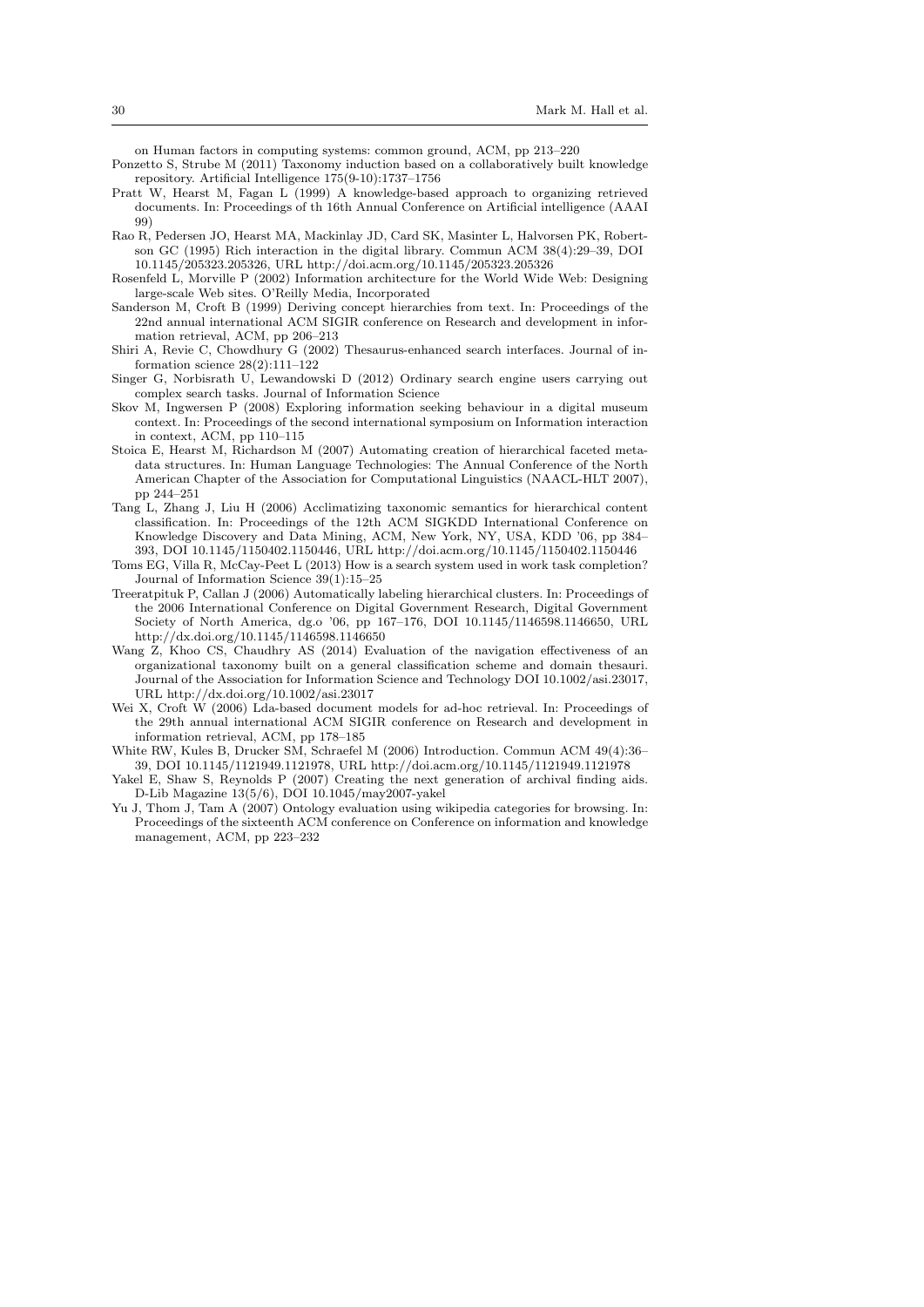on Human factors in computing systems: common ground, ACM, pp 213–220

Ponzetto S, Strube M (2011) Taxonomy induction based on a collaboratively built knowledge repository. Artificial Intelligence 175(9-10):1737–1756

Pratt W, Hearst M, Fagan L (1999) A knowledge-based approach to organizing retrieved documents. In: Proceedings of th 16th Annual Conference on Artificial intelligence (AAAI 99)

Rao R, Pedersen JO, Hearst MA, Mackinlay JD, Card SK, Masinter L, Halvorsen PK, Robertson GC (1995) Rich interaction in the digital library. Commun ACM 38(4):29–39, DOI 10.1145/205323.205326, URL http://doi.acm.org/10.1145/205323.205326

Rosenfeld L, Morville P (2002) Information architecture for the World Wide Web: Designing large-scale Web sites. O'Reilly Media, Incorporated

Sanderson M, Croft B (1999) Deriving concept hierarchies from text. In: Proceedings of the 22nd annual international ACM SIGIR conference on Research and development in information retrieval, ACM, pp 206–213

Shiri A, Revie C, Chowdhury G (2002) Thesaurus-enhanced search interfaces. Journal of information science 28(2):111–122

Singer G, Norbisrath U, Lewandowski D (2012) Ordinary search engine users carrying out complex search tasks. Journal of Information Science

Skov M, Ingwersen P (2008) Exploring information seeking behaviour in a digital museum context. In: Proceedings of the second international symposium on Information interaction in context, ACM, pp 110–115

Stoica E, Hearst M, Richardson M (2007) Automating creation of hierarchical faceted metadata structures. In: Human Language Technologies: The Annual Conference of the North American Chapter of the Association for Computational Linguistics (NAACL-HLT 2007), pp 244–251

Tang L, Zhang J, Liu H (2006) Acclimatizing taxonomic semantics for hierarchical content classification. In: Proceedings of the 12th ACM SIGKDD International Conference on Knowledge Discovery and Data Mining, ACM, New York, NY, USA, KDD '06, pp 384–393, DOI 10.1145/1150402.1150446, URL http://doi.acm.org/10.1145/1150402.1150446

Toms EG, Villa R, McCay-Peet L (2013) How is a search system used in work task completion? Journal of Information Science 39(1):15–25

Treeratpituk P, Callan J (2006) Automatically labeling hierarchical clusters. In: Proceedings of the 2006 International Conference on Digital Government Research, Digital Government Society of North America, dg.o '06, pp 167–176, DOI 10.1145/1146598.1146650, URL http://dx.doi.org/10.1145/1146598.1146650

Wang Z, Khoo CS, Chaudhry AS (2014) Evaluation of the navigation effectiveness of an organizational taxonomy built on a general classification scheme and domain thesauri. Journal of the Association for Information Science and Technology DOI 10.1002/asi.23017, URL http://dx.doi.org/10.1002/asi.23017

Wei X, Croft W (2006) Lda-based document models for ad-hoc retrieval. In: Proceedings of the 29th annual international ACM SIGIR conference on Research and development in information retrieval, ACM, pp 178–185

White RW, Kules B, Drucker SM, Schraefel M (2006) Introduction. Commun ACM 49(4):36–39, DOI 10.1145/1121949.1121978, URL http://doi.acm.org/10.1145/1121949.1121978

Yakel E, Shaw S, Reynolds P (2007) Creating the next generation of archival finding aids. D-Lib Magazine 13(5/6), DOI 10.1045/may2007-yakel

Yu J, Thom J, Tam A (2007) Ontology evaluation using wikipedia categories for browsing. In: Proceedings of the sixteenth ACM conference on Conference on information and knowledge management, ACM, pp 223–232